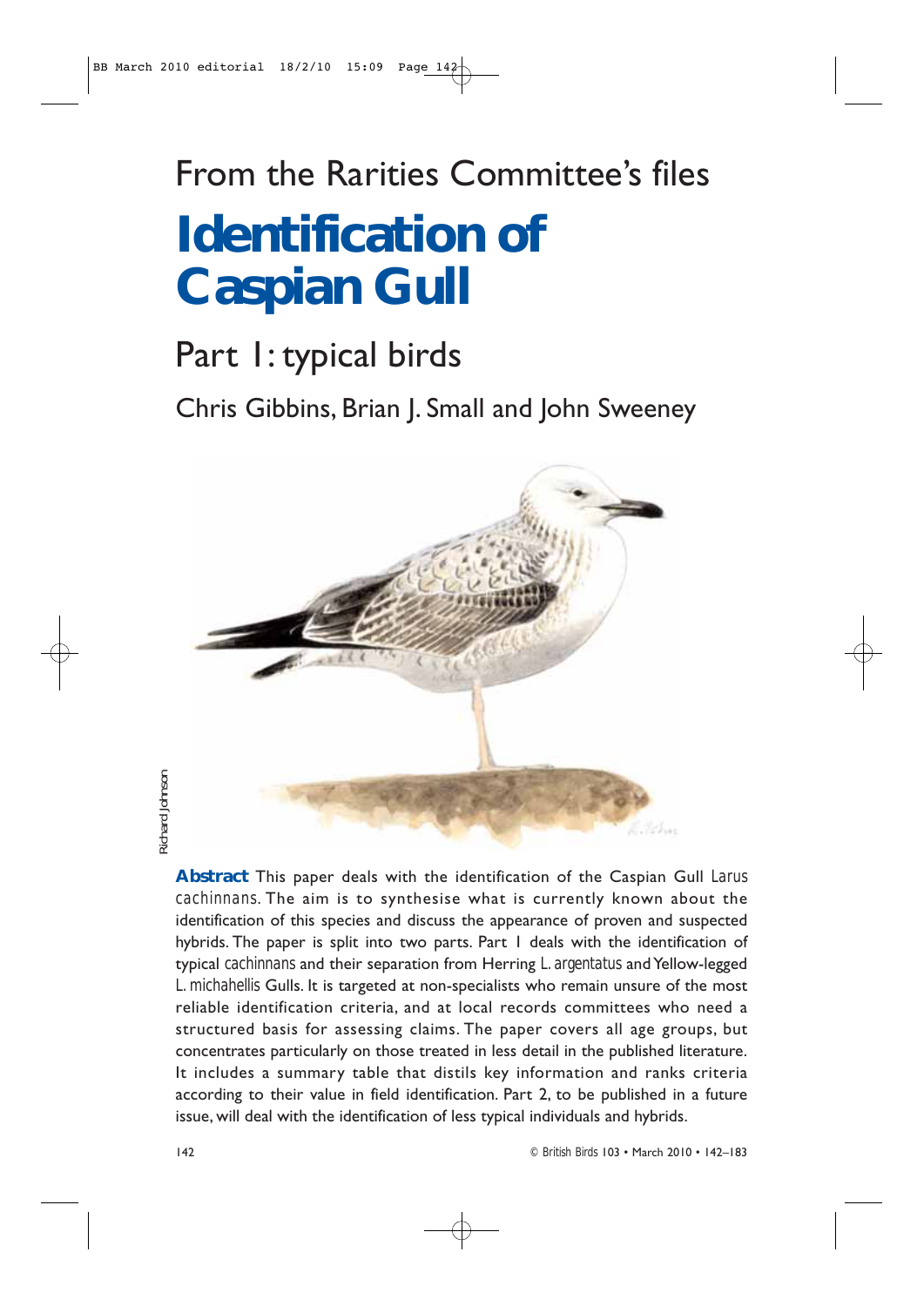From the Rarities Committee's files

# Identification of Caspian Gull

## Part 1: typical birds

Chris Gibbins, Brian J. Small and John Sweeney

Richard Johnson

**Abstract** This paper deals with the identification of the Caspian Gull *Larus cachinnans*. The aim is to synthesise what is currently known about the identification of this species and discuss the appearance of proven and suspected hybrids. The paper is split into two parts. Part 1 deals with the identification of typical *cachinnans* and their separation from Herring *L. argentatus* and Yellow-legged *L. michahellis* Gulls. It is targeted at non-specialists who remain unsure of the most reliable identification criteria, and at local records committees who need a structured basis for assessing claims. The paper covers all age groups, but concentrates particularly on those treated in less detail in the published literature. It includes a summary table that distils key information and ranks criteria according to their value in field identification. Part 2, to be published in a future issue, will deal with the identification of less typical individuals and hybrids.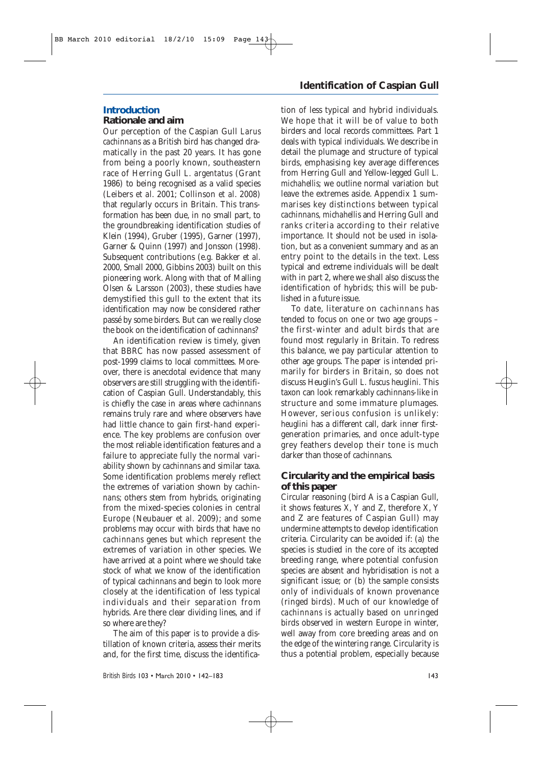## Introduction

### Rationale and aim

Our perception of the Caspian Gull *Larus cachinnans* as a British bird has changed dramatically in the past 20 years. It has gone from being a poorly known, southeastern race of Herring Gull *L. argentatus* (Grant 1986) to being recognised as a valid species (Leibers *et al.* 2001; Collinson *et al.* 2008) that regularly occurs in Britain. This transformation has been due, in no small part, to the groundbreaking identification studies of Klein (1994), Gruber (1995), Garner (1997), Garner & Quinn (1997) and Jonsson (1998). Subsequent contributions (e.g. Bakker *et al.* 2000, Small 2000, Gibbins 2003) built on this pioneering work. Along with that of Malling Olsen & Larsson (2003), these studies have demystified this gull to the extent that its identification may now be considered rather passé by some birders. But can we really close the book on the identification of *cachinnans*?

An identification review is timely, given that BBRC has now passed assessment of post-1999 claims to local committees. Moreover, there is anecdotal evidence that many observers are still struggling with the identification of Caspian Gull. Understandably, this is chiefly the case in areas where *cachinnans* remains truly rare and where observers have had little chance to gain first-hand experience. The key problems are confusion over the most reliable identification features and a failure to appreciate fully the normal variability shown by *cachinnans* and similar taxa. Some identification problems merely reflect the extremes of variation shown by *cachinnans*; others stem from hybrids, originating from the mixed-species colonies in central Europe (Neubauer *et al.* 2009); and some problems may occur with birds that have no *cachinnans* genes but which represent the extremes of variation in other species. We have arrived at a point where we should take stock of what we know of the identification of typical *cachinnans* and begin to look more closely at the identification of less typical individuals and their separation from hybrids. Are there clear dividing lines, and if so where are they?

The aim of this paper is to provide a distillation of known criteria, assess their merits and, for the first time, discuss the identification of less typical and hybrid individuals. We hope that it will be of value to both birders and local records committees. Part 1 deals with typical individuals. We describe in detail the plumage and structure of typical birds, emphasising key average differences from Herring Gull and Yellow-legged Gull *L. michahellis*; we outline normal variation but leave the extremes aside. Appendix 1 summarises key distinctions between typical *cachinnans*, *michahellis* and Herring Gull and ranks criteria according to their relative importance. It should not be used in isolation, but as a convenient summary and as an entry point to the details in the text. Less typical and extreme individuals will be dealt with in part 2, where we shall also discuss the identification of hybrids; this will be published in a future issue.

To date, literature on *cachinnans* has tended to focus on one or two age groups – the first-winter and adult birds that are found most regularly in Britain. To redress this balance, we pay particular attention to other age groups. The paper is intended primarily for birders in Britain, so does not discuss Heuglin's Gull *L. fuscus heuglini*. This taxon can look remarkably *cachinnans*-like in structure and some immature plumages. However, serious confusion is unlikely: *heuglini* has a different call, dark inner first-generation primaries, and once adult-type grey feathers develop their tone is much darker than those of *cachinnans*.

### Circularity and the empirical basis of this paper

Circular reasoning (bird A is a Caspian Gull, it shows features X, Y and Z, therefore X, Y and Z are features of Caspian Gull) may undermine attempts to develop identification criteria. Circularity can be avoided if: (a) the species is studied in the core of its accepted breeding range, where potential confusion species are absent and hybridisation is not a significant issue; or (b) the sample consists only of individuals of known provenance (ringed birds). Much of our knowledge of *cachinnans* is actually based on unringed birds observed in western Europe in winter, well away from core breeding areas and on the edge of the wintering range. Circularity is thus a potential problem, especially because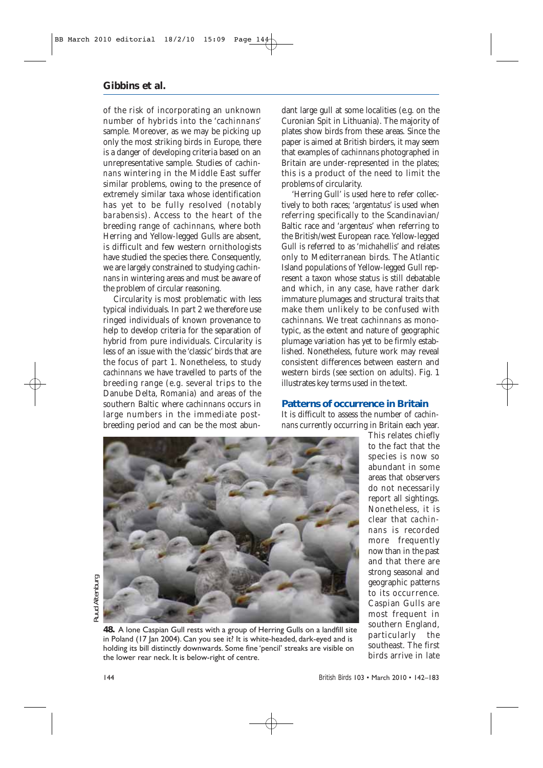of the risk of incorporating an unknown number of hybrids into the '*cachinnans*' sample. Moreover, as we may be picking up only the most striking birds in Europe, there is a danger of developing criteria based on an unrepresentative sample. Studies of *cachinnans* wintering in the Middle East suffer similar problems, owing to the presence of extremely similar taxa whose identification has yet to be fully resolved (notably *barabensis*). Access to the heart of the breeding range of *cachinnans*, where both Herring and Yellow-legged Gulls are absent, is difficult and few western ornithologists have studied the species there. Consequently, we are largely constrained to studying *cachinnans* in wintering areas and must be aware of the problem of circular reasoning.

Circularity is most problematic with less typical individuals. In part 2 we therefore use ringed individuals of known provenance to help to develop criteria for the separation of hybrid from pure individuals. Circularity is less of an issue with the 'classic' birds that are the focus of part 1. Nonetheless, to study *cachinnans* we have travelled to parts of the breeding range (e.g. several trips to the Danube Delta, Romania) and areas of the southern Baltic where *cachinnans* occurs in large numbers in the immediate post-breeding period and can be the most abundant large gull at some localities (e.g. on the Curonian Spit in Lithuania). The majority of plates show birds from these areas. Since the paper is aimed at British birders, it may seem that examples of *cachinnans* photographed in Britain are under-represented in the plates; this is a product of the need to limit the problems of circularity.

'Herring Gull' is used here to refer collectively to both races; '*argentatus*' is used when referring specifically to the Scandinavian/Baltic race and '*argenteus*' when referring to the British/west European race. Yellow-legged Gull is referred to as '*michahellis*' and relates only to Mediterranean birds. The Atlantic Island populations of Yellow-legged Gull represent a taxon whose status is still debatable and which, in any case, have rather dark immature plumages and structural traits that make them unlikely to be confused with *cachinnans*. We treat *cachinnans* as monotypic, as the extent and nature of geographic plumage variation has yet to be firmly established. Nonetheless, future work may reveal consistent differences between eastern and western birds (see section on adults). Fig. 1 illustrates key terms used in the text.

## Patterns of occurrence in Britain

It is difficult to assess the number of *cachinnans* currently occurring in Britain each year. This relates chiefly to the fact that the species is now so abundant in some areas that observers do not necessarily report all sightings. Nonetheless, it is clear that *cachinnans* is recorded more frequently now than in the past and that there are strong seasonal and geographic patterns to its occurrence. Caspian Gulls are most frequent in southern England, particularly the southeast. The first birds arrive in late

Ruud Altenburg

**48.** A lone Caspian Gull rests with a group of Herring Gulls on a landfill site in Poland (17 Jan 2004). Can you see it? It is white-headed, dark-eyed and is holding its bill distinctly downwards. Some fine 'pencil' streaks are visible on the lower rear neck. It is below-right of centre.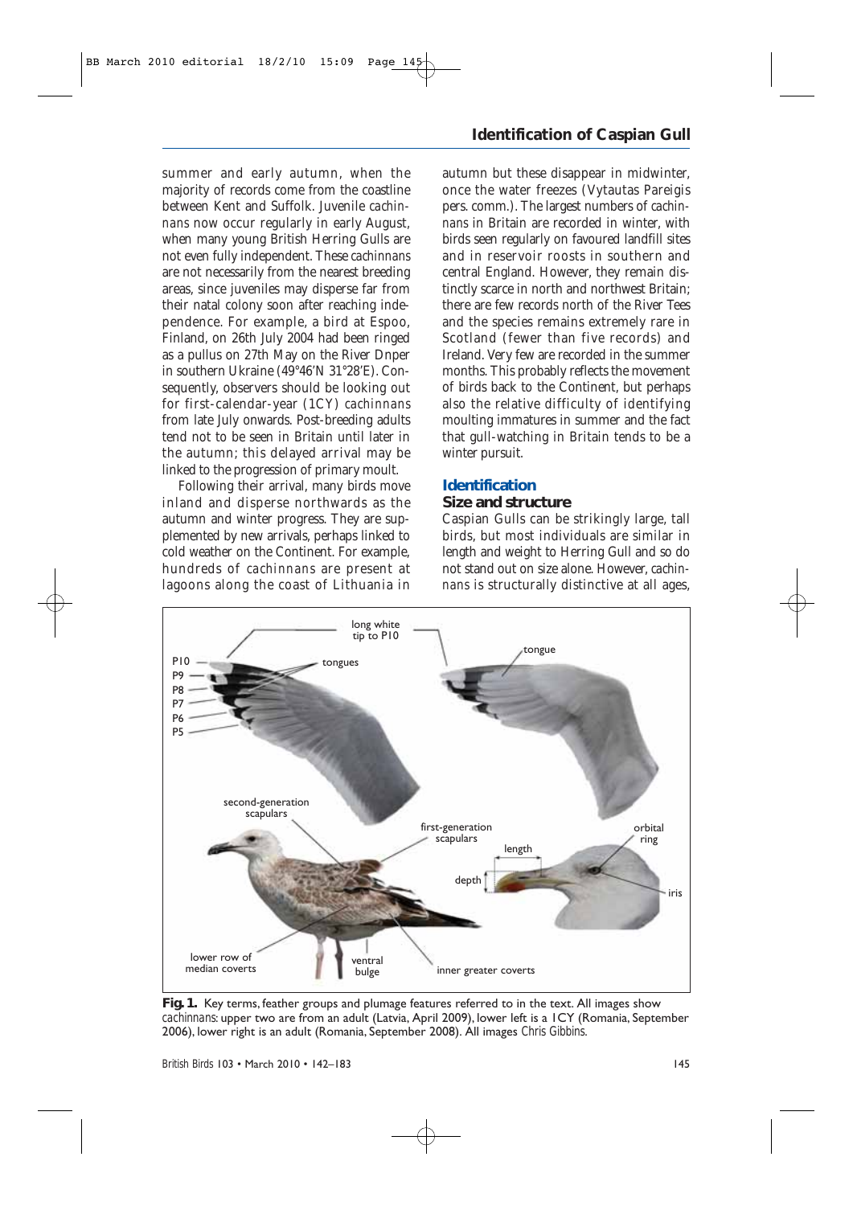summer and early autumn, when the majority of records come from the coastline between Kent and Suffolk. Juvenile *cachinnans* now occur regularly in early August, when many young British Herring Gulls are not even fully independent. These *cachinnans* are not necessarily from the nearest breeding areas, since juveniles may disperse far from their natal colony soon after reaching independence. For example, a bird at Espoo, Finland, on 26th July 2004 had been ringed as a pullus on 27th May on the River Dnper in southern Ukraine (49°46'N 31°28'E). Consequently, observers should be looking out for first-calendar-year (1CY) *cachinnans* from late July onwards. Post-breeding adults tend not to be seen in Britain until later in the autumn; this delayed arrival may be linked to the progression of primary moult.

Following their arrival, many birds move inland and disperse northwards as the autumn and winter progress. They are supplemented by new arrivals, perhaps linked to cold weather on the Continent. For example, hundreds of *cachinnans* are present at lagoons along the coast of Lithuania in autumn but these disappear in midwinter, once the water freezes (Vytautas Pareigis pers. comm.). The largest numbers of *cachinnans* in Britain are recorded in winter, with birds seen regularly on favoured landfill sites and in reservoir roosts in southern and central England. However, they remain distinctly scarce in north and northwest Britain; there are few records north of the River Tees and the species remains extremely rare in Scotland (fewer than five records) and Ireland. Very few are recorded in the summer months. This probably reflects the movement of birds back to the Continent, but perhaps also the relative difficulty of identifying moulting immatures in summer and the fact that gull-watching in Britain tends to be a winter pursuit.

## Identification

### Size and structure

Caspian Gulls can be strikingly large, tall birds, but most individuals are similar in length and weight to Herring Gull and so do not stand out on size alone. However, *cachinnans* is structurally distinctive at all ages,

**Fig. 1.** Key terms, feather groups and plumage features referred to in the text. All images show *cachinnans*: upper two are from an adult (Latvia, April 2009), lower left is a 1CY (Romania, September 2006), lower right is an adult (Romania, September 2008). All images *Chris Gibbins*.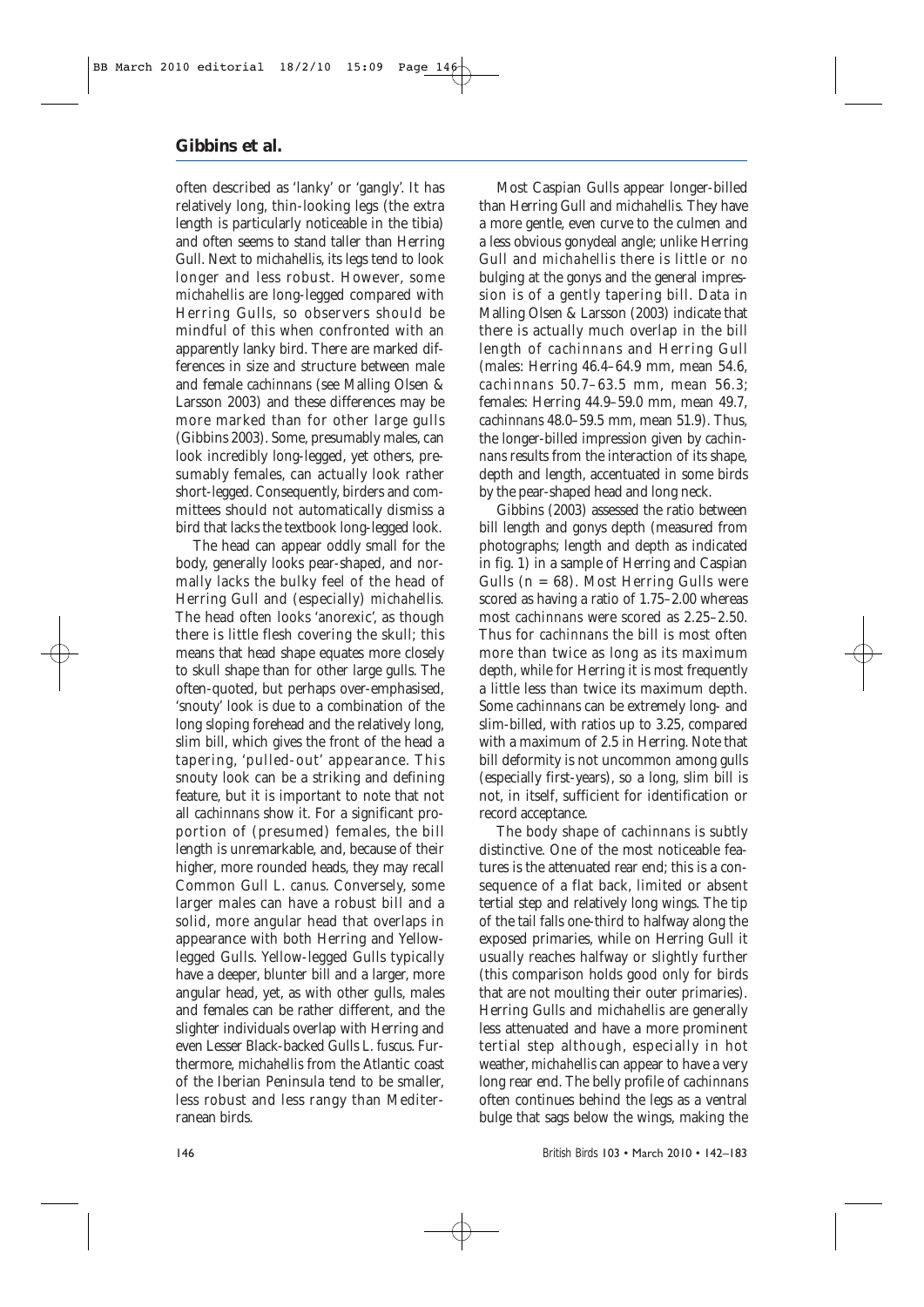often described as 'lanky' or 'gangly'. It has relatively long, thin-looking legs (the extra length is particularly noticeable in the tibia) and often seems to stand taller than Herring Gull. Next to *michahellis*, its legs tend to look longer and less robust. However, some *michahellis* are long-legged compared with Herring Gulls, so observers should be mindful of this when confronted with an apparently lanky bird. There are marked differences in size and structure between male and female *cachinnans* (see Malling Olsen & Larsson 2003) and these differences may be more marked than for other large gulls (Gibbins 2003). Some, presumably males, can look incredibly long-legged, yet others, presumably females, can actually look rather short-legged. Consequently, birders and committees should not automatically dismiss a bird that lacks the textbook long-legged look.

The head can appear oddly small for the body, generally looks pear-shaped, and normally lacks the bulky feel of the head of Herring Gull and (especially) *michahellis*. The head often looks 'anorexic', as though there is little flesh covering the skull; this means that head shape equates more closely to skull shape than for other large gulls. The often-quoted, but perhaps over-emphasised, 'snouty' look is due to a combination of the long sloping forehead and the relatively long, slim bill, which gives the front of the head a tapering, 'pulled-out' appearance. This snouty look can be a striking and defining feature, but it is important to note that not all *cachinnans* show it. For a significant proportion of (presumed) females, the bill length is unremarkable, and, because of their higher, more rounded heads, they may recall Common Gull *L. canus*. Conversely, some larger males can have a robust bill and a solid, more angular head that overlaps in appearance with both Herring and Yellow-legged Gulls. Yellow-legged Gulls typically have a deeper, blunter bill and a larger, more angular head, yet, as with other gulls, males and females can be rather different, and the slighter individuals overlap with Herring and even Lesser Black-backed Gulls *L. fuscus*. Furthermore, *michahellis* from the Atlantic coast of the Iberian Peninsula tend to be smaller, less robust and less rangy than Mediterranean birds.

Most Caspian Gulls appear longer-billed than Herring Gull and *michahellis*. They have a more gentle, even curve to the culmen and a less obvious gonydeal angle; unlike Herring Gull and *michahellis* there is little or no bulging at the gonys and the general impression is of a gently tapering bill. Data in Malling Olsen & Larsson (2003) indicate that there is actually much overlap in the bill length of *cachinnans* and Herring Gull (males: Herring 46.4–64.9 mm, mean 54.6, *cachinnans* 50.7–63.5 mm, mean 56.3; females: Herring 44.9–59.0 mm, mean 49.7, *cachinnans* 48.0–59.5 mm, mean 51.9). Thus, the longer-billed impression given by *cachinnans* results from the interaction of its shape, depth and length, accentuated in some birds by the pear-shaped head and long neck.

Gibbins (2003) assessed the ratio between bill length and gonys depth (measured from photographs; length and depth as indicated in fig. 1) in a sample of Herring and Caspian Gulls ($n = 68$). Most Herring Gulls were scored as having a ratio of 1.75–2.00 whereas most *cachinnans* were scored as 2.25–2.50. Thus for *cachinnans* the bill is most often more than twice as long as its maximum depth, while for Herring it is most frequently a little less than twice its maximum depth. Some *cachinnans* can be extremely long- and slim-billed, with ratios up to 3.25, compared with a maximum of 2.5 in Herring. Note that bill deformity is not uncommon among gulls (especially first-years), so a long, slim bill is not, in itself, sufficient for identification or record acceptance.

The body shape of *cachinnans* is subtly distinctive. One of the most noticeable features is the attenuated rear end; this is a consequence of a flat back, limited or absent tertial step and relatively long wings. The tip of the tail falls one-third to halfway along the exposed primaries, while on Herring Gull it usually reaches halfway or slightly further (this comparison holds good only for birds that are not moulting their outer primaries). Herring Gulls and *michahellis* are generally less attenuated and have a more prominent tertial step although, especially in hot weather, *michahellis* can appear to have a very long rear end. The belly profile of *cachinnans* often continues behind the legs as a ventral bulge that sags below the wings, making the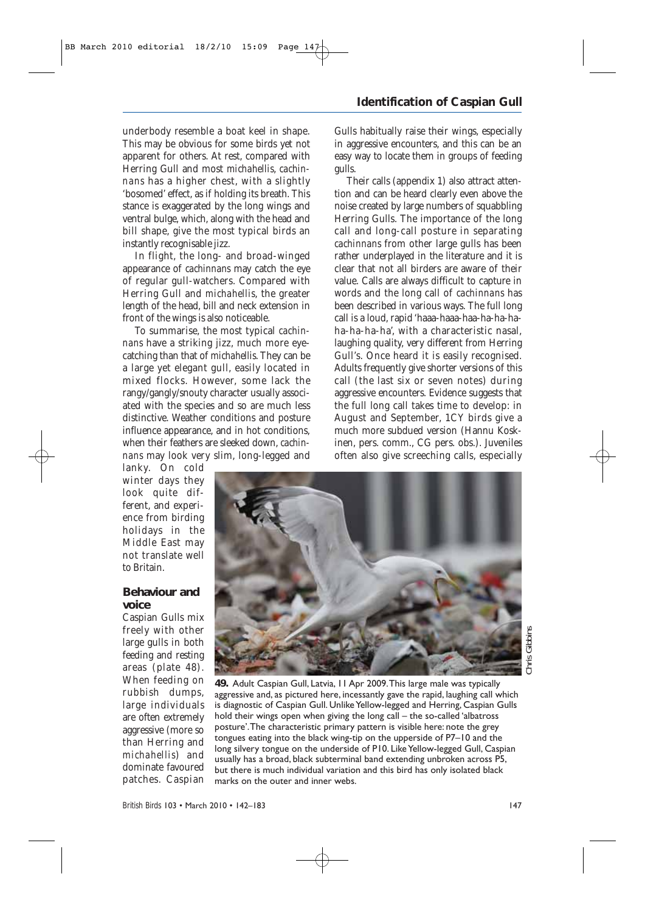underbody resemble a boat keel in shape. This may be obvious for some birds yet not apparent for others. At rest, compared with Herring Gull and most *michahellis*, *cachinnans* has a higher chest, with a slightly 'bosomed' effect, as if holding its breath. This stance is exaggerated by the long wings and ventral bulge, which, along with the head and bill shape, give the most typical birds an instantly recognisable jizz.

In flight, the long- and broad-winged appearance of *cachinnans* may catch the eye of regular gull-watchers. Compared with Herring Gull and *michahellis*, the greater length of the head, bill and neck extension in front of the wings is also noticeable.

To summarise, the most typical *cachinnans* have a striking jizz, much more eye-catching than that of *michahellis*. They can be a large yet elegant gull, easily located in mixed flocks. However, some lack the rangy/gangly/snouty character usually associated with the species and so are much less distinctive. Weather conditions and posture influence appearance, and in hot conditions, when their feathers are sleeked down, *cachinnans* may look very slim, long-legged and lanky. On cold winter days they look quite different, and experience from birding holidays in the Middle East may not translate well to Britain.

## Behaviour and voice

Caspian Gulls mix freely with other large gulls in both feeding and resting areas (plate 48). When feeding on rubbish dumps, large individuals are often extremely aggressive (more so than Herring and *michahellis*) and dominate favoured patches. Caspian Gulls habitually raise their wings, especially in aggressive encounters, and this can be an easy way to locate them in groups of feeding gulls.

Their calls (appendix 1) also attract attention and can be heard clearly even above the noise created by large numbers of squabbling Herring Gulls. The importance of the long call and long-call posture in separating *cachinnans* from other large gulls has been rather underplayed in the literature and it is clear that not all birders are aware of their value. Calls are always difficult to capture in words and the long call of *cachinnans* has been described in various ways. The full long call is a loud, rapid 'haaa-haaa-haa-ha-ha-ha-ha-ha-ha-ha-ha', with a characteristic nasal, laughing quality, very different from Herring Gull's. Once heard it is easily recognised. Adults frequently give shorter versions of this call (the last six or seven notes) during aggressive encounters. Evidence suggests that the full long call takes time to develop: in August and September, 1CY birds give a much more subdued version (Hannu Koskinen, pers. comm., CG pers. obs.). Juveniles often also give screeching calls, especially

**49.** Adult Caspian Gull, Latvia, 11 Apr 2009. This large male was typically aggressive and, as pictured here, incessantly gave the rapid, laughing call which is diagnostic of Caspian Gull. Unlike Yellow-legged and Herring, Caspian Gulls hold their wings open when giving the long call – the so-called 'albatross posture'. The characteristic primary pattern is visible here: note the grey tongues eating into the black wing-tip on the upperside of P7–10 and the long silvery tongue on the underside of P10. Like Yellow-legged Gull, Caspian usually has a broad, black subterminal band extending unbroken across P5, but there is much individual variation and this bird has only isolated black marks on the outer and inner webs.

*Chris Gibbins*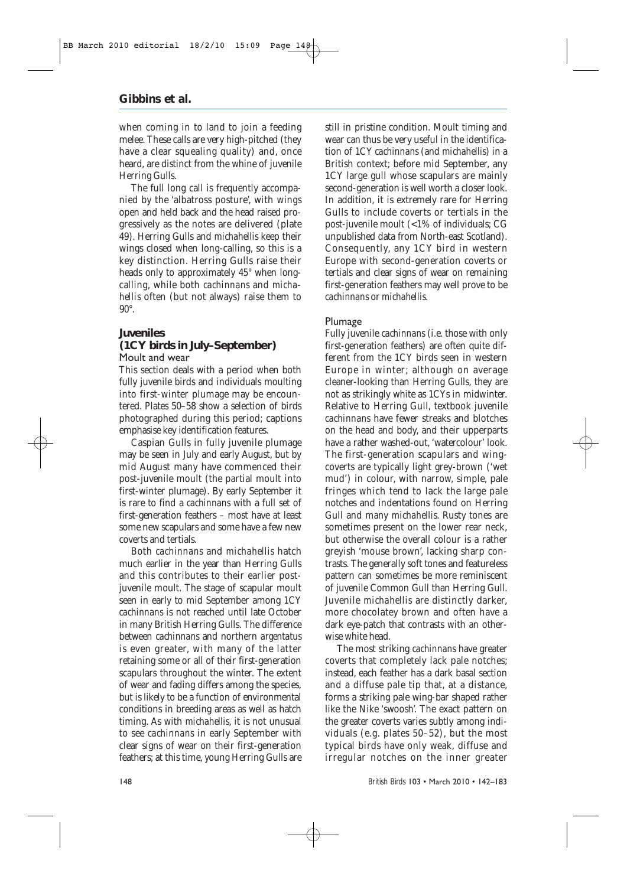when coming in to land to join a feeding melee. These calls are very high-pitched (they have a clear squealing quality) and, once heard, are distinct from the whine of juvenile Herring Gulls.

The full long call is frequently accompanied by the 'albatross posture', with wings open and held back and the head raised progressively as the notes are delivered (plate 49). Herring Gulls and *michahellis* keep their wings closed when long-calling, so this is a key distinction. Herring Gulls raise their heads only to approximately 45° when long-calling, while both *cachinnans* and *michahellis* often (but not always) raise them to 90°.

## Juveniles (1CY birds in July–September)

### Moult and wear

This section deals with a period when both fully juvenile birds and individuals moulting into first-winter plumage may be encountered. Plates 50–58 show a selection of birds photographed during this period; captions emphasise key identification features.

Caspian Gulls in fully juvenile plumage may be seen in July and early August, but by mid August many have commenced their post-juvenile moult (the partial moult into first-winter plumage). By early September it is rare to find a *cachinnans* with a full set of first-generation feathers – most have at least some new scapulars and some have a few new coverts and tertials.

Both *cachinnans* and *michahellis* hatch much earlier in the year than Herring Gulls and this contributes to their earlier post-juvenile moult. The stage of scapular moult seen in early to mid September among 1CY *cachinnans* is not reached until late October in many British Herring Gulls. The difference between *cachinnans* and northern *argentatus* is even greater, with many of the latter retaining some or all of their first-generation scapulars throughout the winter. The extent of wear and fading differs among the species, but is likely to be a function of environmental conditions in breeding areas as well as hatch timing. As with *michahellis*, it is not unusual to see *cachinnans* in early September with clear signs of wear on their first-generation feathers; at this time, young Herring Gulls are still in pristine condition. Moult timing and wear can thus be very useful in the identification of 1CY *cachinnans* (and *michahellis*) in a British context; before mid September, any 1CY large gull whose scapulars are mainly second-generation is well worth a closer look. In addition, it is extremely rare for Herring Gulls to include coverts or tertials in the post-juvenile moult (<1% of individuals; CG unpublished data from North-east Scotland). Consequently, any 1CY bird in western Europe with second-generation coverts or tertials and clear signs of wear on remaining first-generation feathers may well prove to be *cachinnans* or *michahellis*.

### Plumage

Fully juvenile *cachinnans* (i.e. those with only first-generation feathers) are often quite different from the 1CY birds seen in western Europe in winter; although on average cleaner-looking than Herring Gulls, they are not as strikingly white as 1CYs in midwinter. Relative to Herring Gull, textbook juvenile *cachinnans* have fewer streaks and blotches on the head and body, and their upperparts have a rather washed-out, 'watercolour' look. The first-generation scapulars and wing-coverts are typically light grey-brown ('wet mud') in colour, with narrow, simple, pale fringes which tend to lack the large pale notches and indentations found on Herring Gull and many *michahellis*. Rusty tones are sometimes present on the lower rear neck, but otherwise the overall colour is a rather greyish 'mouse brown', lacking sharp contrasts. The generally soft tones and featureless pattern can sometimes be more reminiscent of juvenile Common Gull than Herring Gull. Juvenile *michahellis* are distinctly darker, more chocolatey brown and often have a dark eye-patch that contrasts with an otherwise white head.

The most striking *cachinnans* have greater coverts that completely lack pale notches; instead, each feather has a dark basal section and a diffuse pale tip that, at a distance, forms a striking pale wing-bar shaped rather like the Nike 'swoosh'. The exact pattern on the greater coverts varies subtly among individuals (e.g. plates 50–52), but the most typical birds have only weak, diffuse and irregular notches on the inner greater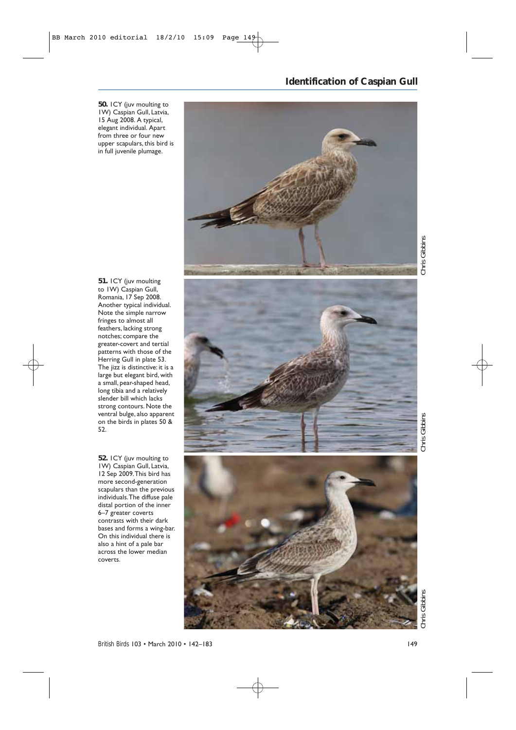**50.** 1CY (juv moulting to 1W) Caspian Gull, Latvia, 15 Aug 2008. A typical, elegant individual. Apart from three or four new upper scapulars, this bird is in full juvenile plumage.

Chris Gibbins

**51.** 1CY (juv moulting to 1W) Caspian Gull, Romania, 17 Sep 2008. Another typical individual. Note the simple narrow fringes to almost all feathers, lacking strong notches; compare the greater-covert and tertial patterns with those of the Herring Gull in plate 53. The jizz is distinctive: it is a large but elegant bird, with a small, pear-shaped head, long tibia and a relatively slender bill which lacks strong contours. Note the ventral bulge, also apparent on the birds in plates 50 & 52.

Chris Gibbins

**52.** 1CY (juv moulting to 1W) Caspian Gull, Latvia, 12 Sep 2009. This bird has more second-generation scapulars than the previous individuals. The diffuse pale distal portion of the inner 6–7 greater coverts contrasts with their dark bases and forms a wing-bar. On this individual there is also a hint of a pale bar across the lower median coverts.

Chris Gibbins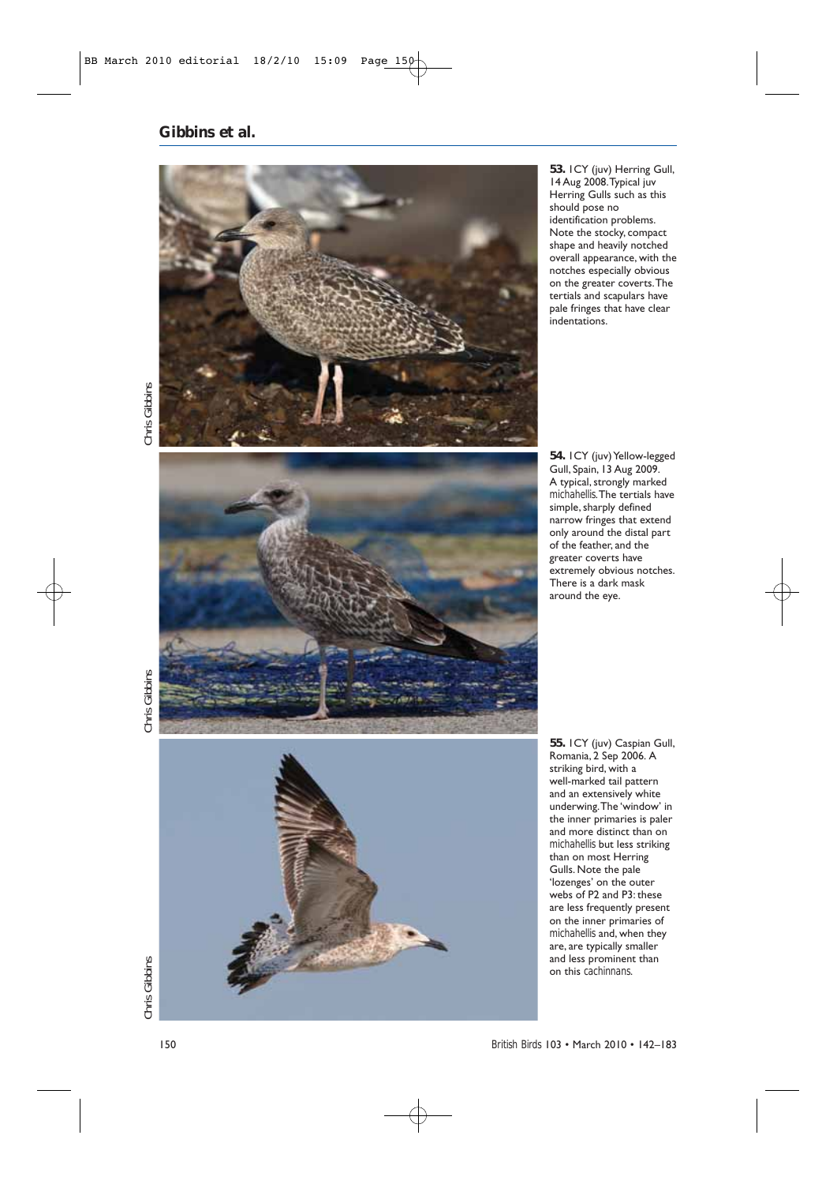**53.** 1CY (juv) Herring Gull, 14 Aug 2008. Typical juv Herring Gulls such as this should pose no identification problems. Note the stocky, compact shape and heavily notched overall appearance, with the notches especially obvious on the greater coverts. The tertials and scapulars have pale fringes that have clear indentations.

Chris Gibbins

**54.** 1CY (juv) Yellow-legged Gull, Spain, 13 Aug 2009. A typical, strongly marked *michahellis*. The tertials have simple, sharply defined narrow fringes that extend only around the distal part of the feather, and the greater coverts have extremely obvious notches. There is a dark mask around the eye.

Chris Gibbins

**55.** 1CY (juv) Caspian Gull, Romania, 2 Sep 2006. A striking bird, with a well-marked tail pattern and an extensively white underwing. The 'window' in the inner primaries is paler and more distinct than on *michahellis* but less striking than on most Herring Gulls. Note the pale 'lozenges' on the outer webs of P2 and P3: these are less frequently present on the inner primaries of *michahellis* and, when they are, are typically smaller and less prominent than on this *cachinnans*.

Chris Gibbins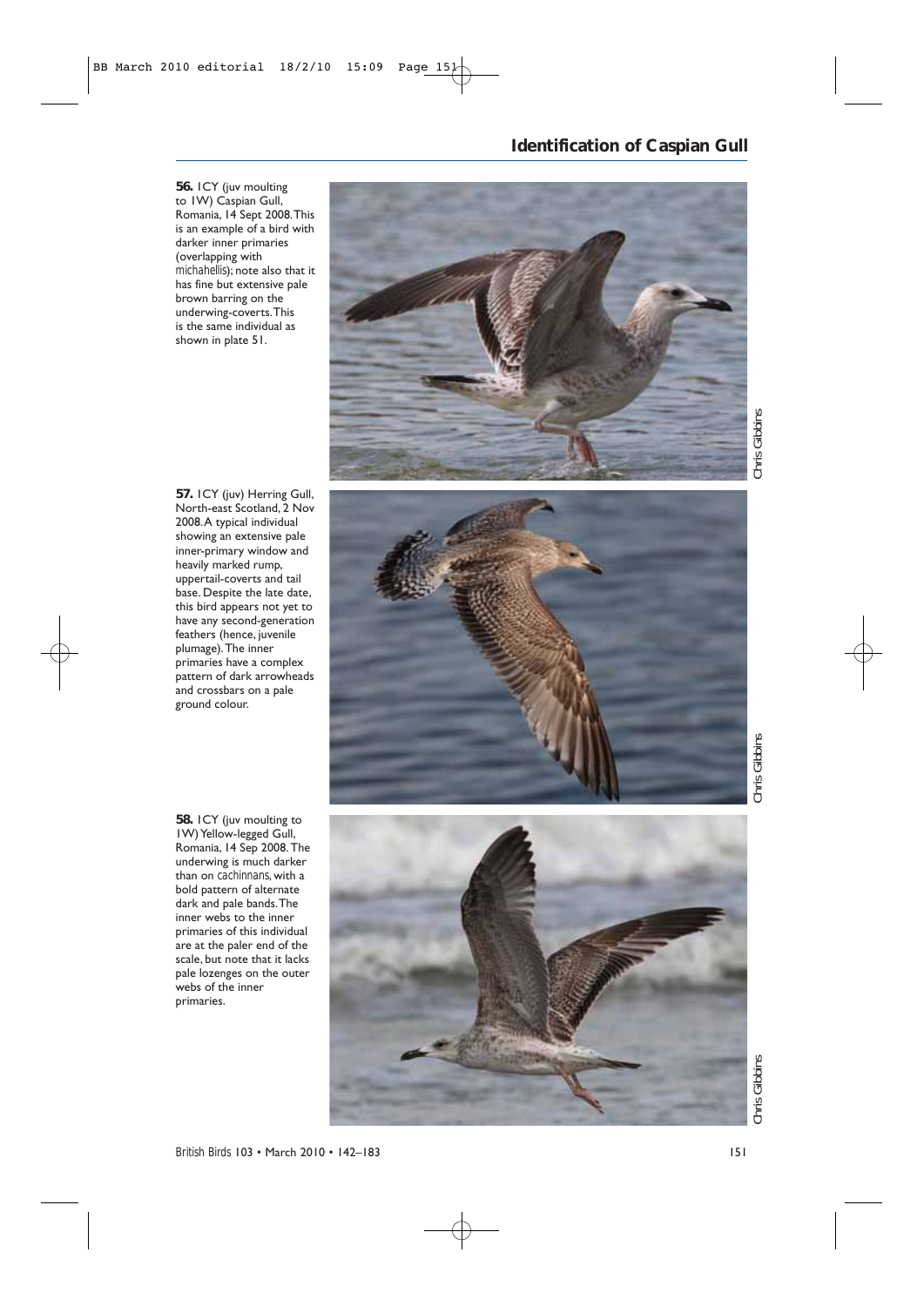**56.** 1CY (juv moulting to 1W) Caspian Gull, Romania, 14 Sept 2008. This is an example of a bird with darker inner primaries (overlapping with *michahellis*); note also that it has fine but extensive pale brown barring on the underwing-coverts. This is the same individual as shown in plate 51.

Chris Gibbins

**57.** 1CY (juv) Herring Gull, North-east Scotland, 2 Nov 2008. A typical individual showing an extensive pale inner-primary window and heavily marked rump, uppertail-coverts and tail base. Despite the late date, this bird appears not yet to have any second-generation feathers (hence, juvenile plumage). The inner primaries have a complex pattern of dark arrowheads and crossbars on a pale ground colour.

Chris Gibbins

**58.** 1CY (juv moulting to 1W) Yellow-legged Gull, Romania, 14 Sep 2008. The underwing is much darker than on *cachinnans*, with a bold pattern of alternate dark and pale bands. The inner webs to the inner primaries of this individual are at the paler end of the scale, but note that it lacks pale lozenges on the outer webs of the inner primaries.

Chris Gibbins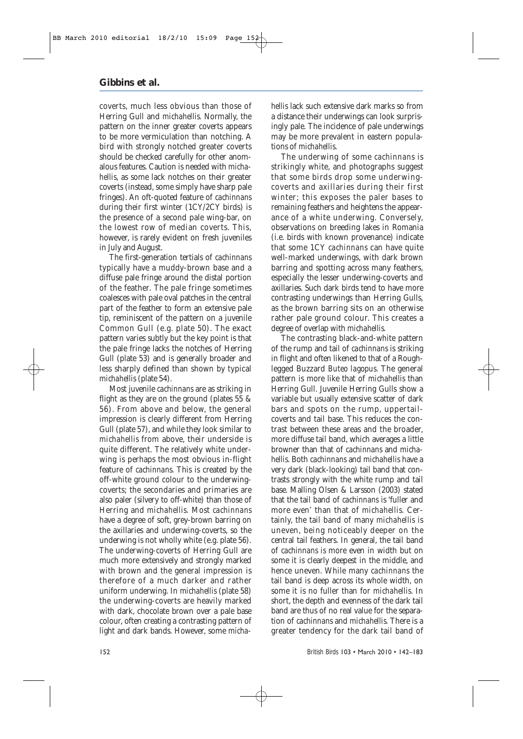coverts, much less obvious than those of Herring Gull and *michahellis*. Normally, the pattern on the inner greater coverts appears to be more vermiculation than notching. A bird with strongly notched greater coverts should be checked carefully for other anomalous features. Caution is needed with *michahellis*, as some lack notches on their greater coverts (instead, some simply have sharp pale fringes). An oft-quoted feature of *cachinnans* during their first winter (1CY/2CY birds) is the presence of a second pale wing-bar, on the lowest row of median coverts. This, however, is rarely evident on fresh juveniles in July and August.

The first-generation tertials of *cachinnans* typically have a muddy-brown base and a diffuse pale fringe around the distal portion of the feather. The pale fringe sometimes coalesces with pale oval patches in the central part of the feather to form an extensive pale tip, reminiscent of the pattern on a juvenile Common Gull (e.g. plate 50). The exact pattern varies subtly but the key point is that the pale fringe lacks the notches of Herring Gull (plate 53) and is generally broader and less sharply defined than shown by typical *michahellis* (plate 54).

Most juvenile *cachinnans* are as striking in flight as they are on the ground (plates 55 & 56). From above and below, the general impression is clearly different from Herring Gull (plate 57), and while they look similar to *michahellis* from above, their underside is quite different. The relatively white underwing is perhaps the most obvious in-flight feature of *cachinnans*. This is created by the off-white ground colour to the underwing-coverts; the secondaries and primaries are also paler (silvery to off-white) than those of Herring and *michahellis*. Most *cachinnans* have a degree of soft, grey-brown barring on the axillaries and underwing-coverts, so the underwing is not wholly white (e.g. plate 56). The underwing-coverts of Herring Gull are much more extensively and strongly marked with brown and the general impression is therefore of a much darker and rather uniform underwing. In *michahellis* (plate 58) the underwing-coverts are heavily marked with dark, chocolate brown over a pale base colour, often creating a contrasting pattern of light and dark bands. However, some *michahellis* lack such extensive dark marks so from a distance their underwings can look surprisingly pale. The incidence of pale underwings may be more prevalent in eastern populations of *michahellis*.

The underwing of some *cachinnans* is strikingly white, and photographs suggest that some birds drop some underwing-coverts and axillaries during their first winter; this exposes the paler bases to remaining feathers and heightens the appearance of a white underwing. Conversely, observations on breeding lakes in Romania (i.e. birds with known provenance) indicate that some 1CY *cachinnans* can have quite well-marked underwings, with dark brown barring and spotting across many feathers, especially the lesser underwing-coverts and axillaries. Such dark birds tend to have more contrasting underwings than Herring Gulls, as the brown barring sits on an otherwise rather pale ground colour. This creates a degree of overlap with *michahellis*.

The contrasting black-and-white pattern of the rump and tail of *cachinnans* is striking in flight and often likened to that of a Rough-legged Buzzard *Buteo lagopus*. The general pattern is more like that of *michahellis* than Herring Gull. Juvenile Herring Gulls show a variable but usually extensive scatter of dark bars and spots on the rump, uppertail-coverts and tail base. This reduces the contrast between these areas and the broader, more diffuse tail band, which averages a little browner than that of *cachinnans* and *michahellis*. Both *cachinnans* and *michahellis* have a very dark (black-looking) tail band that contrasts strongly with the white rump and tail base. Malling Olsen & Larsson (2003) stated that the tail band of *cachinnans* is 'fuller and more even' than that of *michahellis*. Certainly, the tail band of many *michahellis* is uneven, being noticeably deeper on the central tail feathers. In general, the tail band of *cachinnans* is more even in width but on some it is clearly deepest in the middle, and hence uneven. While many *cachinnans* the tail band is deep across its whole width, on some it is no fuller than for *michahellis*. In short, the depth and evenness of the dark tail band are thus of no real value for the separation of *cachinnans* and *michahellis*. There is a greater tendency for the dark tail band of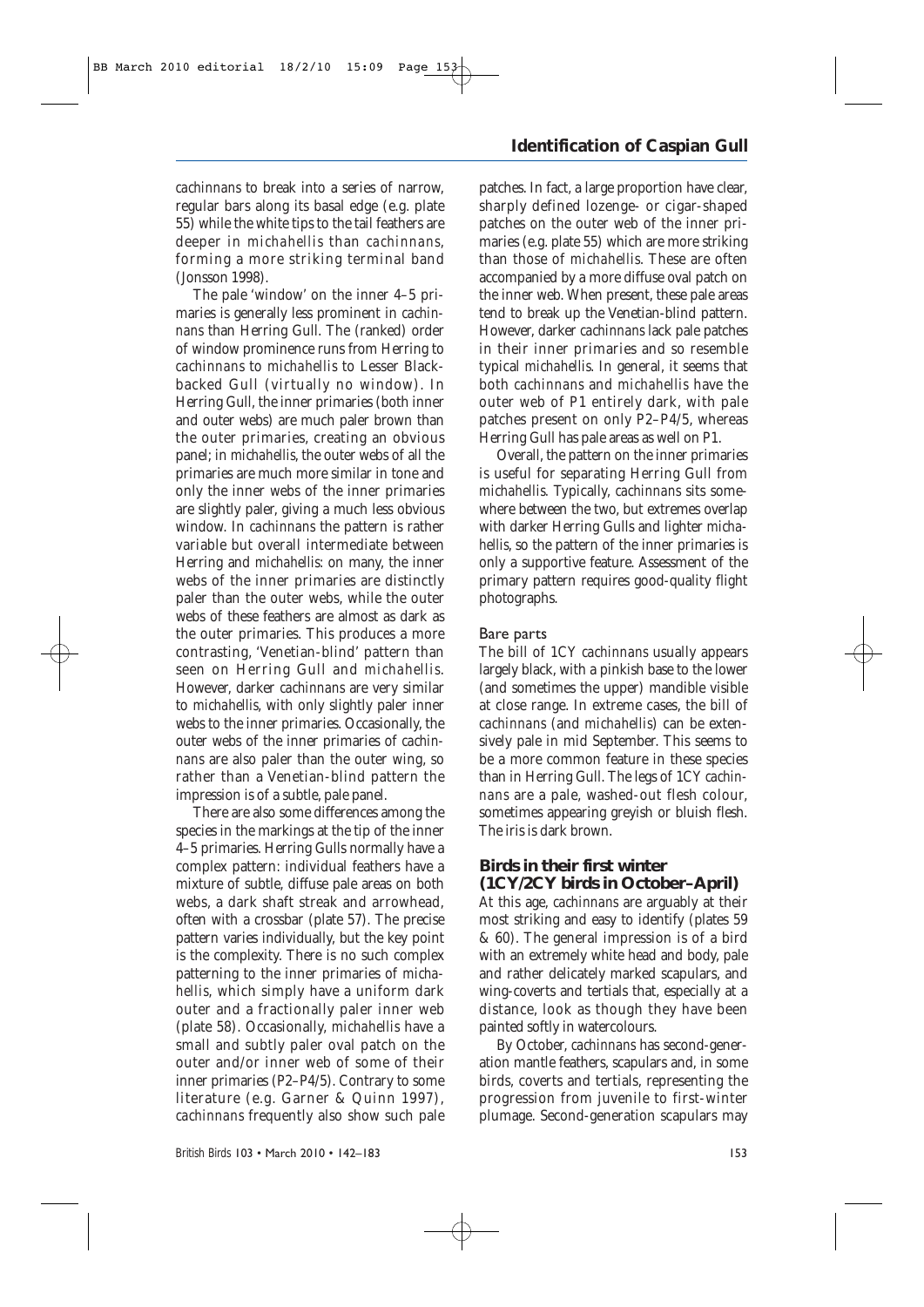*cachinnans* to break into a series of narrow, regular bars along its basal edge (e.g. plate 55) while the white tips to the tail feathers are deeper in *michahellis* than *cachinnans*, forming a more striking terminal band (Jonsson 1998).

The pale 'window' on the inner 4–5 primaries is generally less prominent in *cachinnans* than Herring Gull. The (ranked) order of window prominence runs from Herring to *cachinnans* to *michahellis* to Lesser Black-backed Gull (virtually no window). In Herring Gull, the inner primaries (both inner and outer webs) are much paler brown than the outer primaries, creating an obvious panel; in *michahellis*, the outer webs of all the primaries are much more similar in tone and only the inner webs of the inner primaries are slightly paler, giving a much less obvious window. In *cachinnans* the pattern is rather variable but overall intermediate between Herring and *michahellis*: on many, the inner webs of the inner primaries are distinctly paler than the outer webs, while the outer webs of these feathers are almost as dark as the outer primaries. This produces a more contrasting, 'Venetian-blind' pattern than seen on Herring Gull and *michahellis*. However, darker *cachinnans* are very similar to *michahellis*, with only slightly paler inner webs to the inner primaries. Occasionally, the outer webs of the inner primaries of *cachinnans* are also paler than the outer wing, so rather than a Venetian-blind pattern the impression is of a subtle, pale panel.

There are also some differences among the species in the markings at the tip of the inner 4–5 primaries. Herring Gulls normally have a complex pattern: individual feathers have a mixture of subtle, diffuse pale areas on both webs, a dark shaft streak and arrowhead, often with a crossbar (plate 57). The precise pattern varies individually, but the key point is the complexity. There is no such complex patterning to the inner primaries of *michahellis*, which simply have a uniform dark outer and a fractionally paler inner web (plate 58). Occasionally, *michahellis* have a small and subtly paler oval patch on the outer and/or inner web of some of their inner primaries (P2–P4/5). Contrary to some literature (e.g. Garner & Quinn 1997), *cachinnans* frequently also show such pale patches. In fact, a large proportion have clear, sharply defined lozenge- or cigar-shaped patches on the outer web of the inner primaries (e.g. plate 55) which are more striking than those of *michahellis*. These are often accompanied by a more diffuse oval patch on the inner web. When present, these pale areas tend to break up the Venetian-blind pattern. However, darker *cachinnans* lack pale patches in their inner primaries and so resemble typical *michahellis*. In general, it seems that both *cachinnans* and *michahellis* have the outer web of P1 entirely dark, with pale patches present on only P2–P4/5, whereas Herring Gull has pale areas as well on P1.

Overall, the pattern on the inner primaries is useful for separating Herring Gull from *michahellis*. Typically, *cachinnans* sits somewhere between the two, but extremes overlap with darker Herring Gulls and lighter *michahellis*, so the pattern of the inner primaries is only a supportive feature. Assessment of the primary pattern requires good-quality flight photographs.

### Bare parts

The bill of 1CY *cachinnans* usually appears largely black, with a pinkish base to the lower (and sometimes the upper) mandible visible at close range. In extreme cases, the bill of *cachinnans* (and *michahellis*) can be extensively pale in mid September. This seems to be a more common feature in these species than in Herring Gull. The legs of 1CY *cachinnans* are a pale, washed-out flesh colour, sometimes appearing greyish or bluish flesh. The iris is dark brown.

## Birds in their first winter (1CY/2CY birds in October–April)

At this age, *cachinnans* are arguably at their most striking and easy to identify (plates 59 & 60). The general impression is of a bird with an extremely white head and body, pale and rather delicately marked scapulars, and wing-coverts and tertials that, especially at a distance, look as though they have been painted softly in watercolours.

By October, *cachinnans* has second-generation mantle feathers, scapulars and, in some birds, coverts and tertials, representing the progression from juvenile to first-winter plumage. Second-generation scapulars may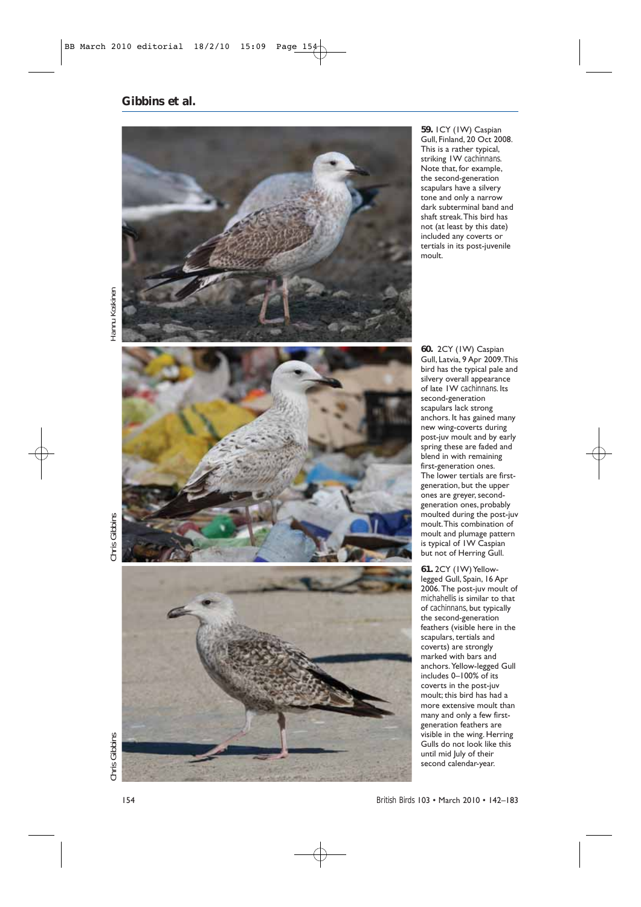**59.** 1CY (1W) Caspian Gull, Finland, 20 Oct 2008. This is a rather typical, striking 1W *cachinnans*. Note that, for example, the second-generation scapulars have a silvery tone and only a narrow dark subterminal band and shaft streak. This bird has not (at least by this date) included any coverts or tertials in its post-juvenile moult.

Hannu Koskinen

**60.** 2CY (1W) Caspian Gull, Latvia, 9 Apr 2009. This bird has the typical pale and silvery overall appearance of late 1W *cachinnans*. Its second-generation scapulars lack strong anchors. It has gained many new wing-coverts during post-juv moult and by early spring these are faded and blend in with remaining first-generation ones. The lower tertials are first-generation, but the upper ones are greyer, second-generation ones, probably moulted during the post-juv moult. This combination of moult and plumage pattern is typical of 1W Caspian but not of Herring Gull.

Chris Gibbins

**61.** 2CY (1W) Yellow-legged Gull, Spain, 16 Apr 2006. The post-juv moult of *michahellis* is similar to that of *cachinnans*, but typically the second-generation feathers (visible here in the scapulars, tertials and coverts) are strongly marked with bars and anchors. Yellow-legged Gull includes 0–100% of its coverts in the post-juv moult; this bird has had a more extensive moult than many and only a few first-generation feathers are visible in the wing. Herring Gulls do not look like this until mid July of their second calendar-year.

Chris Gibbins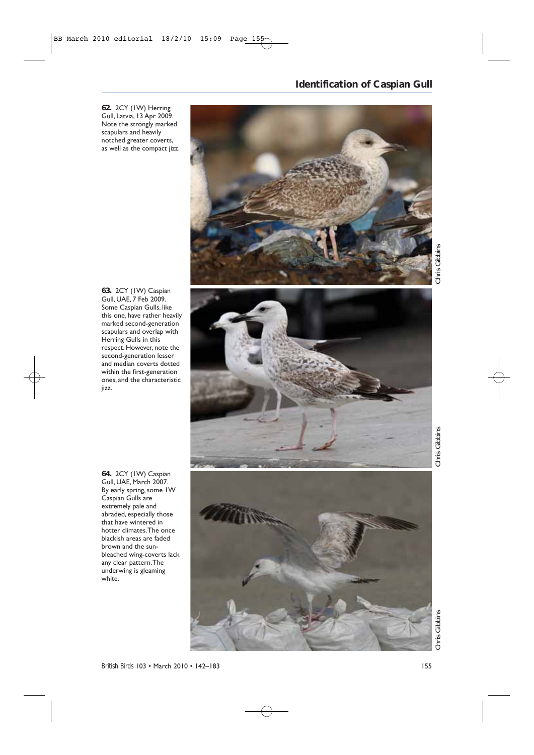**62.** 2CY (1W) Herring Gull, Latvia, 13 Apr 2009. Note the strongly marked scapulars and heavily notched greater coverts, as well as the compact jizz.

Chris Gibbins

**63.** 2CY (1W) Caspian Gull, UAE, 7 Feb 2009. Some Caspian Gulls, like this one, have rather heavily marked second-generation scapulars and overlap with Herring Gulls in this respect. However, note the second-generation lesser and median coverts dotted within the first-generation ones, and the characteristic jizz.

Chris Gibbins

**64.** 2CY (1W) Caspian Gull, UAE, March 2007. By early spring, some 1W Caspian Gulls are extremely pale and abraded, especially those that have wintered in hotter climates. The once blackish areas are faded brown and the sun-bleached wing-coverts lack any clear pattern. The underwing is gleaming white.

Chris Gibbins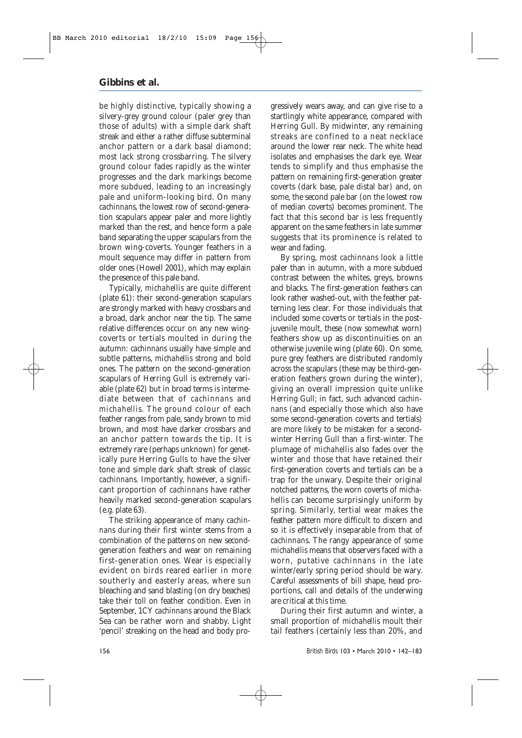be highly distinctive, typically showing a silvery-grey ground colour (paler grey than those of adults) with a simple dark shaft streak and either a rather diffuse subterminal anchor pattern or a dark basal diamond; most lack strong crossbarring. The silvery ground colour fades rapidly as the winter progresses and the dark markings become more subdued, leading to an increasingly pale and uniform-looking bird. On many *cachinnans*, the lowest row of second-generation scapulars appear paler and more lightly marked than the rest, and hence form a pale band separating the upper scapulars from the brown wing-coverts. Younger feathers in a moult sequence may differ in pattern from older ones (Howell 2001), which may explain the presence of this pale band.

Typically, *michahellis* are quite different (plate 61): their second-generation scapulars are strongly marked with heavy crossbars and a broad, dark anchor near the tip. The same relative differences occur on any new wing-coverts or tertials moulted in during the autumn: *cachinnans* usually have simple and subtle patterns, *michahellis* strong and bold ones. The pattern on the second-generation scapulars of Herring Gull is extremely variable (plate 62) but in broad terms is intermediate between that of *cachinnans* and *michahellis*. The ground colour of each feather ranges from pale, sandy brown to mid brown, and most have darker crossbars and an anchor pattern towards the tip. It is extremely rare (perhaps unknown) for genetically pure Herring Gulls to have the silver tone and simple dark shaft streak of classic *cachinnans*. Importantly, however, a significant proportion of *cachinnans* have rather heavily marked second-generation scapulars (e.g. plate 63).

The striking appearance of many *cachinnans* during their first winter stems from a combination of the patterns on new second-generation feathers and wear on remaining first-generation ones. Wear is especially evident on birds reared earlier in more southerly and easterly areas, where sun bleaching and sand blasting (on dry beaches) take their toll on feather condition. Even in September, 1CY *cachinnans* around the Black Sea can be rather worn and shabby. Light 'pencil' streaking on the head and body progressively wears away, and can give rise to a startlingly white appearance, compared with Herring Gull. By midwinter, any remaining streaks are confined to a neat necklace around the lower rear neck. The white head isolates and emphasises the dark eye. Wear tends to simplify and thus emphasise the pattern on remaining first-generation greater coverts (dark base, pale distal bar) and, on some, the second pale bar (on the lowest row of median coverts) becomes prominent. The fact that this second bar is less frequently apparent on the same feathers in late summer suggests that its prominence is related to wear and fading.

By spring, most *cachinnans* look a little paler than in autumn, with a more subdued contrast between the whites, greys, browns and blacks. The first-generation feathers can look rather washed-out, with the feather patterning less clear. For those individuals that included some coverts or tertials in the post-juvenile moult, these (now somewhat worn) feathers show up as discontinuities on an otherwise juvenile wing (plate 60). On some, pure grey feathers are distributed randomly across the scapulars (these may be third-generation feathers grown during the winter), giving an overall impression quite unlike Herring Gull; in fact, such advanced *cachinnans* (and especially those which also have some second-generation coverts and tertials) are more likely to be mistaken for a second-winter Herring Gull than a first-winter. The plumage of *michahellis* also fades over the winter and those that have retained their first-generation coverts and tertials can be a trap for the unwary. Despite their original notched patterns, the worn coverts of *michahellis* can become surprisingly uniform by spring. Similarly, tertial wear makes the feather pattern more difficult to discern and so it is effectively inseparable from that of *cachinnans*. The rangy appearance of some *michahellis* means that observers faced with a worn, putative *cachinnans* in the late winter/early spring period should be wary. Careful assessments of bill shape, head proportions, call and details of the underwing are critical at this time.

During their first autumn and winter, a small proportion of *michahellis* moult their tail feathers (certainly less than 20%, and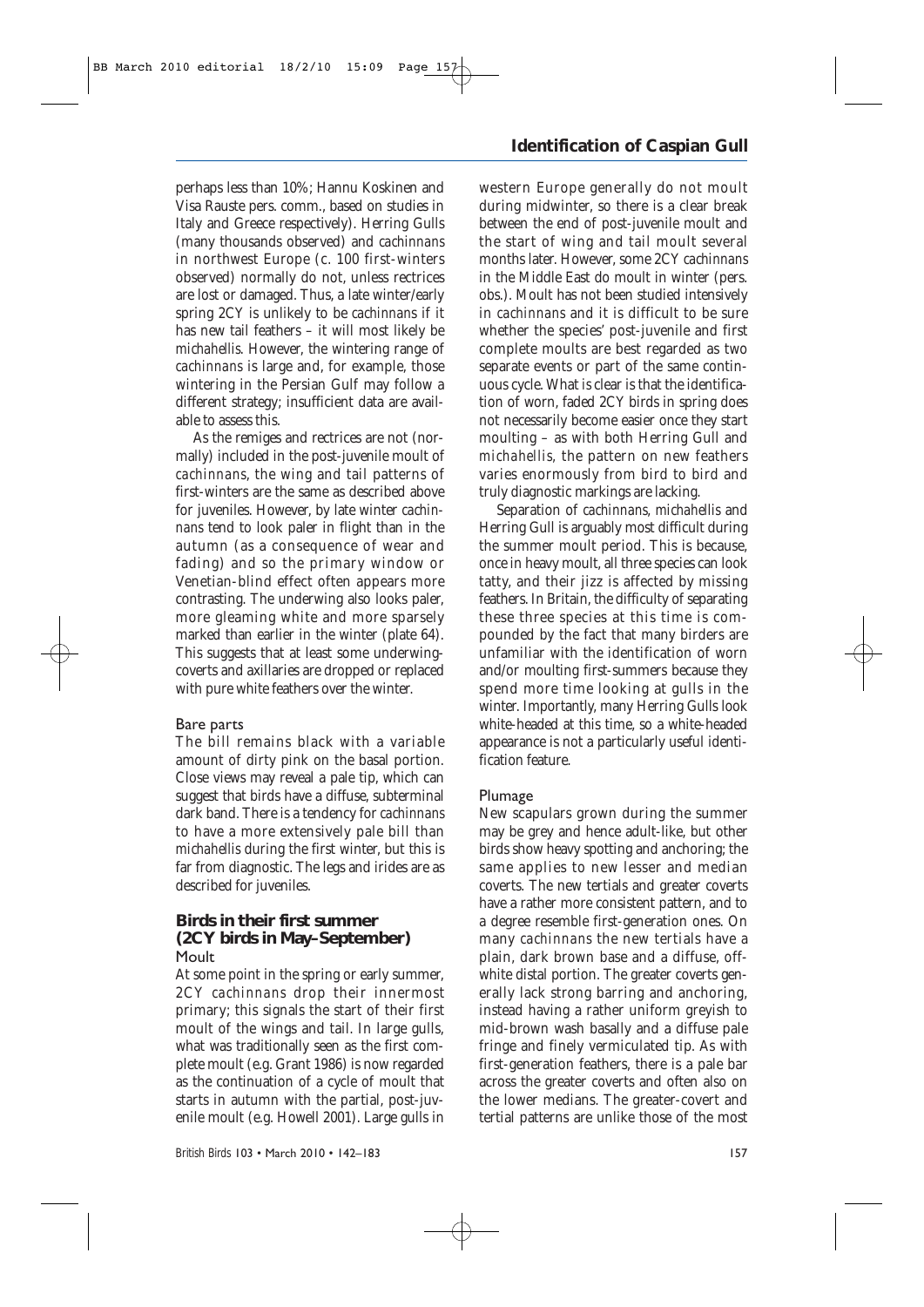perhaps less than 10%; Hannu Koskinen and Visa Rauste pers. comm., based on studies in Italy and Greece respectively). Herring Gulls (many thousands observed) and *cachinnans* in northwest Europe (c. 100 first-winters observed) normally do not, unless rectrices are lost or damaged. Thus, a late winter/early spring 2CY is unlikely to be *cachinnans* if it has new tail feathers – it will most likely be *michahellis*. However, the wintering range of *cachinnans* is large and, for example, those wintering in the Persian Gulf may follow a different strategy; insufficient data are available to assess this.

As the remiges and rectrices are not (normally) included in the post-juvenile moult of *cachinnans*, the wing and tail patterns of first-winters are the same as described above for juveniles. However, by late winter *cachinnans* tend to look paler in flight than in the autumn (as a consequence of wear and fading) and so the primary window or Venetian-blind effect often appears more contrasting. The underwing also looks paler, more gleaming white and more sparsely marked than earlier in the winter (plate 64). This suggests that at least some underwing-coverts and axillaries are dropped or replaced with pure white feathers over the winter.

#### Bare parts

The bill remains black with a variable amount of dirty pink on the basal portion. Close views may reveal a pale tip, which can suggest that birds have a diffuse, subterminal dark band. There is a tendency for *cachinnans* to have a more extensively pale bill than *michahellis* during the first winter, but this is far from diagnostic. The legs and irides are as described for juveniles.

### Birds in their first summer (2CY birds in May–September)

#### Moult

At some point in the spring or early summer, 2CY *cachinnans* drop their innermost primary; this signals the start of their first moult of the wings and tail. In large gulls, what was traditionally seen as the first complete moult (e.g. Grant 1986) is now regarded as the continuation of a cycle of moult that starts in autumn with the partial, post-juvenile moult (e.g. Howell 2001). Large gulls in western Europe generally do not moult during midwinter, so there is a clear break between the end of post-juvenile moult and the start of wing and tail moult several months later. However, some 2CY *cachinnans* in the Middle East do moult in winter (pers. obs.). Moult has not been studied intensively in *cachinnans* and it is difficult to be sure whether the species' post-juvenile and first complete moults are best regarded as two separate events or part of the same continuous cycle. What *is* clear is that the identification of worn, faded 2CY birds in spring does not necessarily become easier once they start moulting – as with both Herring Gull and *michahellis*, the pattern on new feathers varies enormously from bird to bird and truly diagnostic markings are lacking.

Separation of *cachinnans*, *michahellis* and Herring Gull is arguably most difficult during the summer moult period. This is because, once in heavy moult, all three species can look tatty, and their jizz is affected by missing feathers. In Britain, the difficulty of separating these three species at this time is compounded by the fact that many birders are unfamiliar with the identification of worn and/or moulting first-summers because they spend more time looking at gulls in the winter. Importantly, many Herring Gulls look white-headed at this time, so a white-headed appearance is not a particularly useful identification feature.

#### Plumage

New scapulars grown during the summer may be grey and hence adult-like, but other birds show heavy spotting and anchoring; the same applies to new lesser and median coverts. The new tertials and greater coverts have a rather more consistent pattern, and to a degree resemble first-generation ones. On many *cachinnans* the new tertials have a plain, dark brown base and a diffuse, off-white distal portion. The greater coverts generally lack strong barring and anchoring, instead having a rather uniform greyish to mid-brown wash basally and a diffuse pale fringe and finely vermiculated tip. As with first-generation feathers, there is a pale bar across the greater coverts and often also on the lower medians. The greater-covert and tertial patterns are unlike those of the most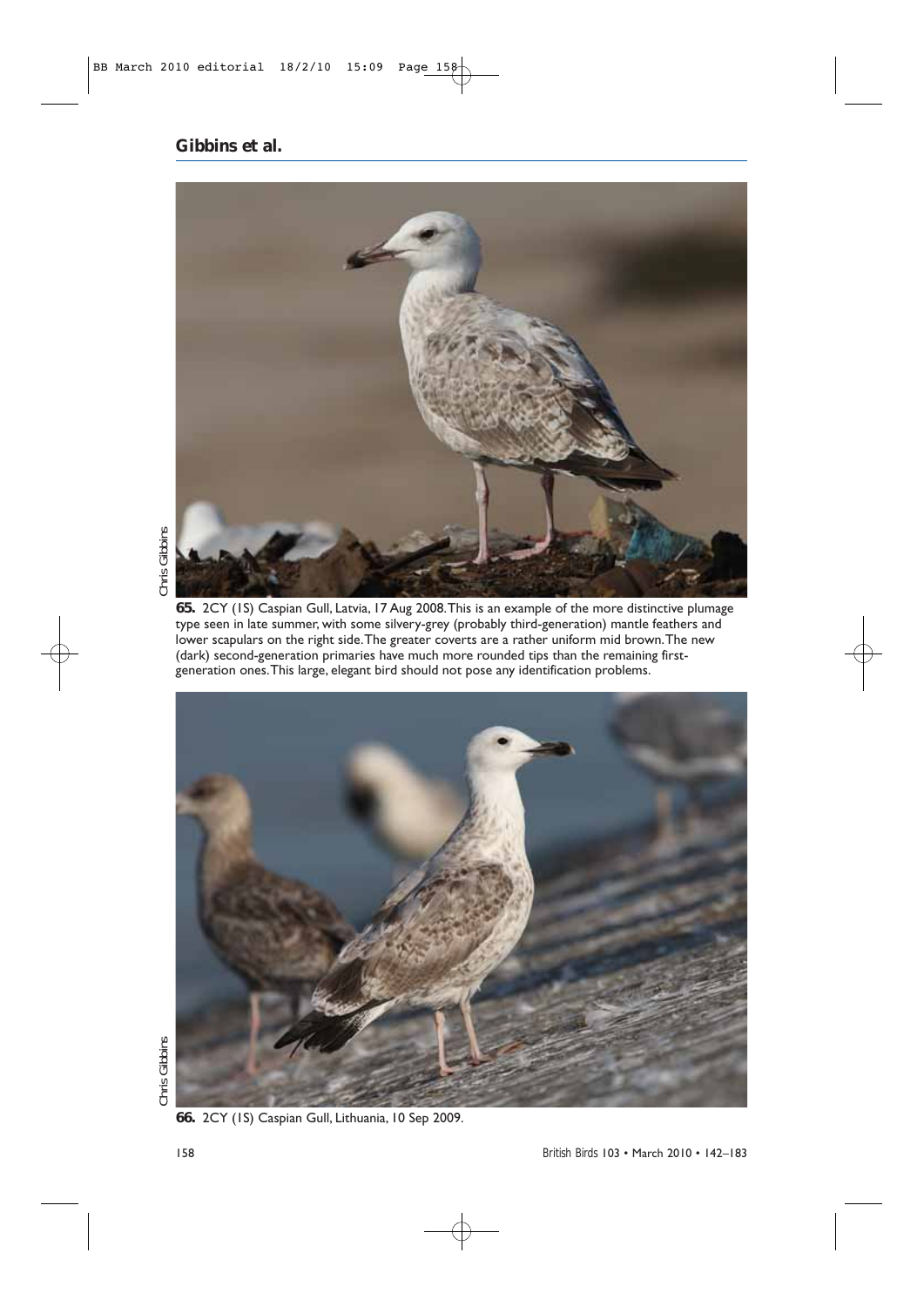**65.** 2CY (1S) Caspian Gull, Latvia, 17 Aug 2008. This is an example of the more distinctive plumage type seen in late summer, with some silvery-grey (probably third-generation) mantle feathers and lower scapulars on the right side. The greater coverts are a rather uniform mid brown. The new (dark) second-generation primaries have much more rounded tips than the remaining first-generation ones. This large, elegant bird should not pose any identification problems.

Chris Gibbins

**66.** 2CY (1S) Caspian Gull, Lithuania, 10 Sep 2009.

Chris Gibbins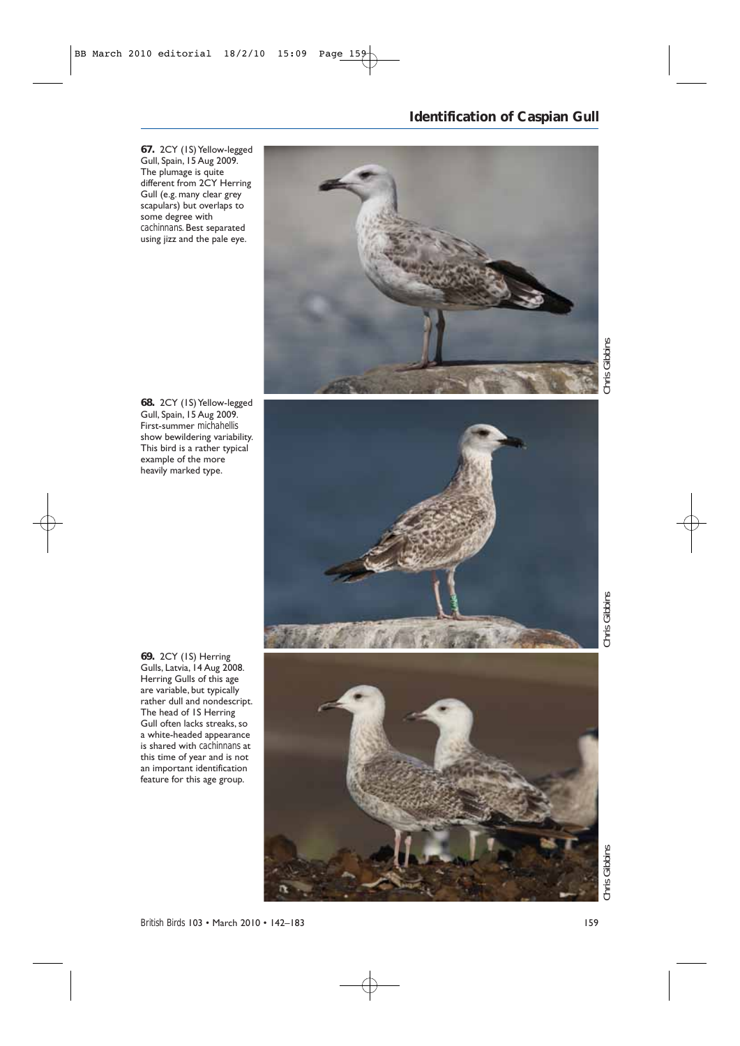**67.** 2CY (1S) Yellow-legged Gull, Spain, 15 Aug 2009. The plumage is quite different from 2CY Herring Gull (e.g. many clear grey scapulars) but overlaps to some degree with *cachinnans*. Best separated using jizz and the pale eye.

Chris Gibbins

**68.** 2CY (1S) Yellow-legged Gull, Spain, 15 Aug 2009. First-summer *michahellis* show bewildering variability. This bird is a rather typical example of the more heavily marked type.

Chris Gibbins

**69.** 2CY (1S) Herring Gulls, Latvia, 14 Aug 2008. Herring Gulls of this age are variable, but typically rather dull and nondescript. The head of 1S Herring Gull often lacks streaks, so a white-headed appearance is shared with *cachinnans* at this time of year and is not an important identification feature for this age group.

Chris Gibbins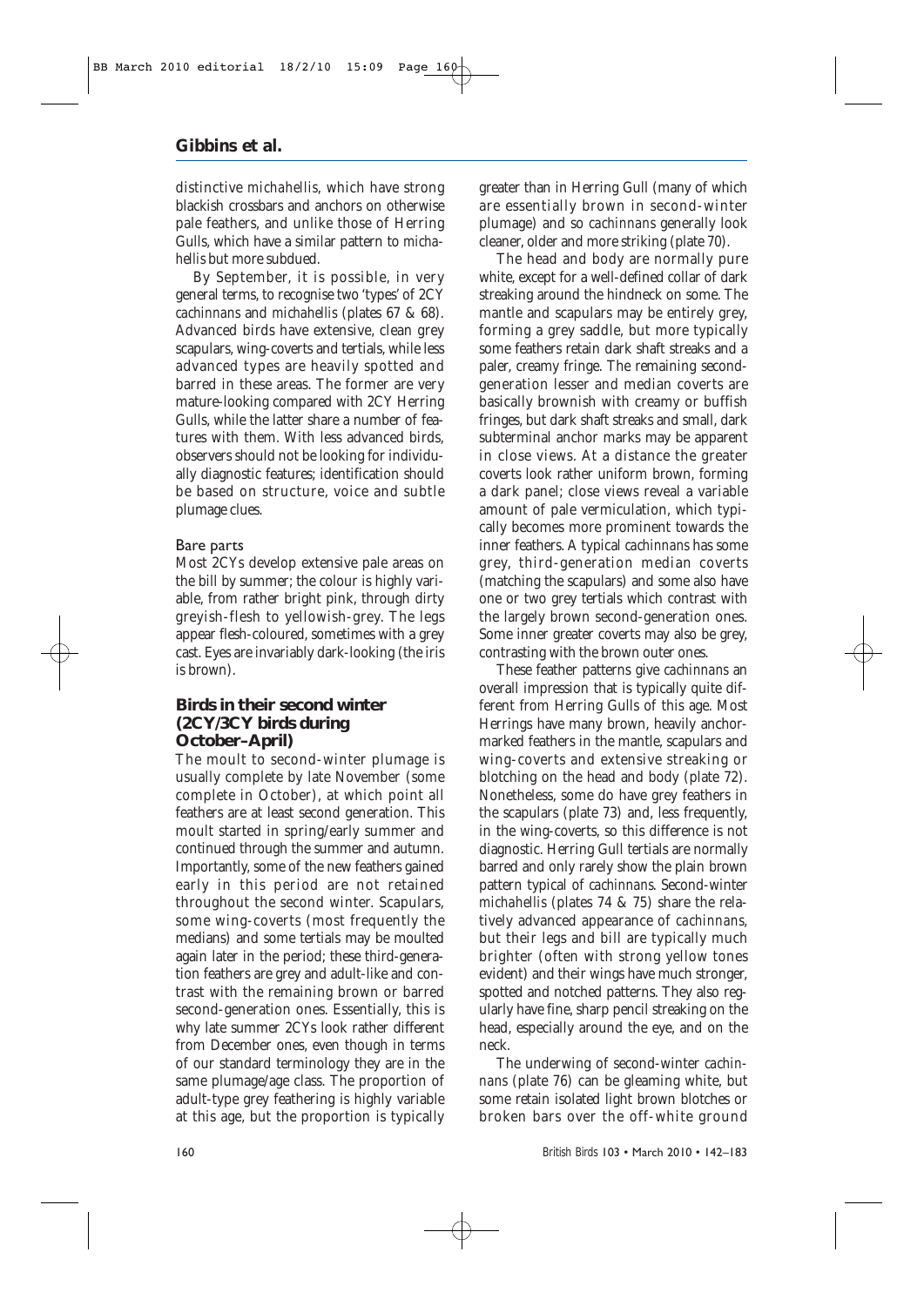distinctive *michahellis*, which have strong blackish crossbars and anchors on otherwise pale feathers, and unlike those of Herring Gulls, which have a similar pattern to *michahellis* but more subdued.

By September, it is possible, in very general terms, to recognise two 'types' of 2CY *cachinnans* and *michahellis* (plates 67 & 68). Advanced birds have extensive, clean grey scapulars, wing-coverts and tertials, while less advanced types are heavily spotted and barred in these areas. The former are very mature-looking compared with 2CY Herring Gulls, while the latter share a number of features with them. With less advanced birds, observers should not be looking for individually diagnostic features; identification should be based on structure, voice and subtle plumage clues.

### Bare parts

Most 2CYs develop extensive pale areas on the bill by summer; the colour is highly variable, from rather bright pink, through dirty greyish-flesh to yellowish-grey. The legs appear flesh-coloured, sometimes with a grey cast. Eyes are invariably dark-looking (the iris is brown).

## Birds in their second winter (2CY/3CY birds during October–April)

The moult to second-winter plumage is usually complete by late November (some complete in October), at which point all feathers are at least second generation. This moult started in spring/early summer and continued through the summer and autumn. Importantly, some of the new feathers gained early in this period are not retained throughout the second winter. Scapulars, some wing-coverts (most frequently the medians) and some tertials may be moulted again later in the period; these third-generation feathers are grey and adult-like and contrast with the remaining brown or barred second-generation ones. Essentially, this is why late summer 2CYs look rather different from December ones, even though in terms of our standard terminology they are in the same plumage/age class. The proportion of adult-type grey feathering is highly variable at this age, but the proportion is typically greater than in Herring Gull (many of which are essentially brown in second-winter plumage) and so *cachinnans* generally look cleaner, older and more striking (plate 70).

The head and body are normally pure white, except for a well-defined collar of dark streaking around the hindneck on some. The mantle and scapulars may be entirely grey, forming a grey saddle, but more typically some feathers retain dark shaft streaks and a paler, creamy fringe. The remaining second-generation lesser and median coverts are basically brownish with creamy or buffish fringes, but dark shaft streaks and small, dark subterminal anchor marks may be apparent in close views. At a distance the greater coverts look rather uniform brown, forming a dark panel; close views reveal a variable amount of pale vermiculation, which typically becomes more prominent towards the inner feathers. A typical *cachinnans* has some grey, third-generation median coverts (matching the scapulars) and some also have one or two grey tertials which contrast with the largely brown second-generation ones. Some inner greater coverts may also be grey, contrasting with the brown outer ones.

These feather patterns give *cachinnans* an overall impression that is typically quite different from Herring Gulls of this age. Most Herrings have many brown, heavily anchor-marked feathers in the mantle, scapulars and wing-coverts and extensive streaking or blotching on the head and body (plate 72). Nonetheless, some do have grey feathers in the scapulars (plate 73) and, less frequently, in the wing-coverts, so this difference is not diagnostic. Herring Gull tertials are normally barred and only rarely show the plain brown pattern typical of *cachinnans*. Second-winter *michahellis* (plates 74 & 75) share the relatively advanced appearance of *cachinnans*, but their legs and bill are typically much brighter (often with strong yellow tones evident) and their wings have much stronger, spotted and notched patterns. They also regularly have fine, sharp pencil streaking on the head, especially around the eye, and on the neck.

The underwing of second-winter *cachinnans* (plate 76) can be gleaming white, but some retain isolated light brown blotches or broken bars over the off-white ground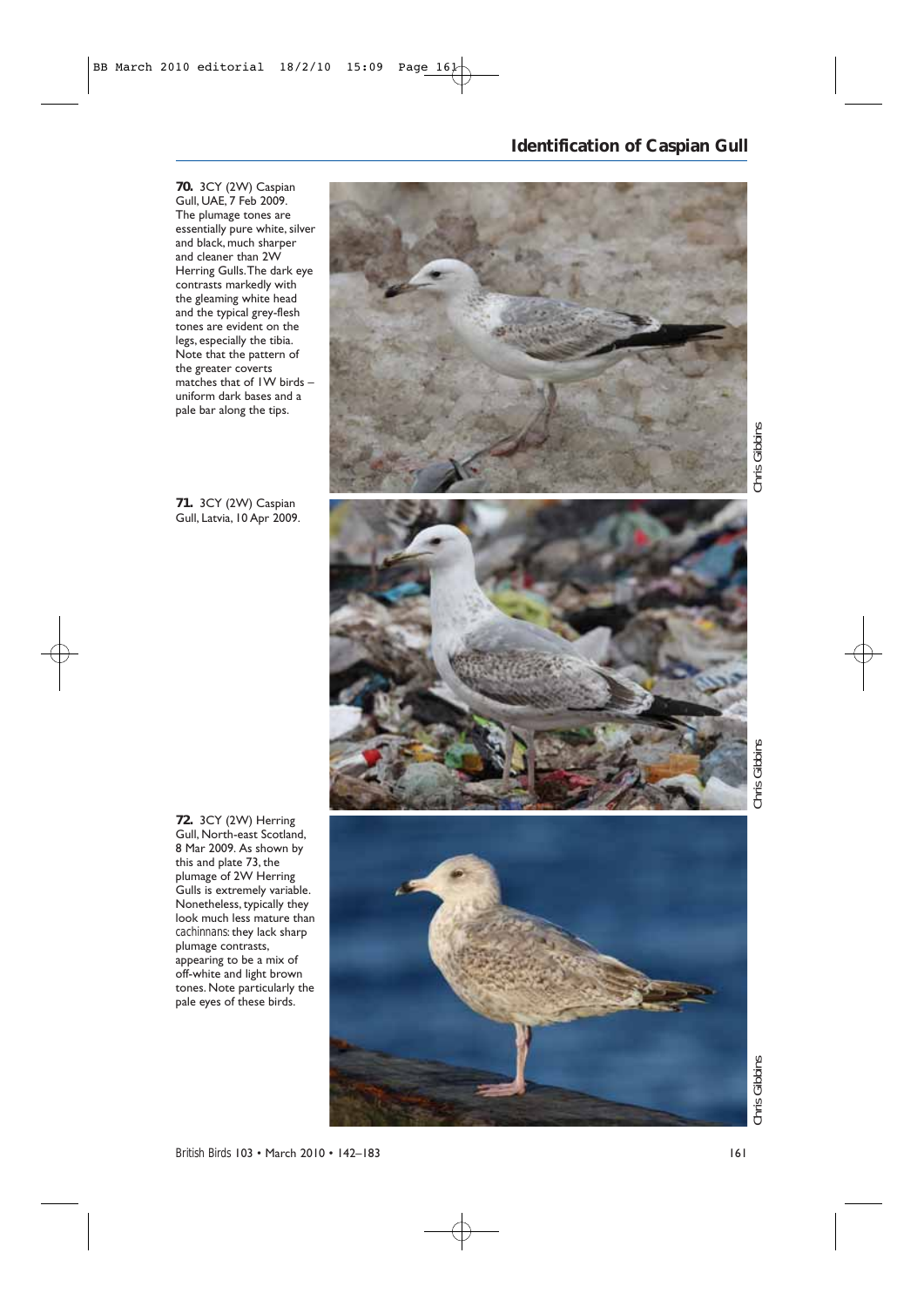**70.** 3CY (2W) Caspian Gull, UAE, 7 Feb 2009. The plumage tones are essentially pure white, silver and black, much sharper and cleaner than 2W Herring Gulls. The dark eye contrasts markedly with the gleaming white head and the typical grey-flesh tones are evident on the legs, especially the tibia. Note that the pattern of the greater coverts matches that of 1W birds – uniform dark bases and a pale bar along the tips.

Chris Gibbins

**71.** 3CY (2W) Caspian Gull, Latvia, 10 Apr 2009.

Chris Gibbins

**72.** 3CY (2W) Herring Gull, North-east Scotland, 8 Mar 2009. As shown by this and plate 73, the plumage of 2W Herring Gulls is extremely variable. Nonetheless, typically they look much less mature than *cachinnans*: they lack sharp plumage contrasts, appearing to be a mix of off-white and light brown tones. Note particularly the pale eyes of these birds.

Chris Gibbins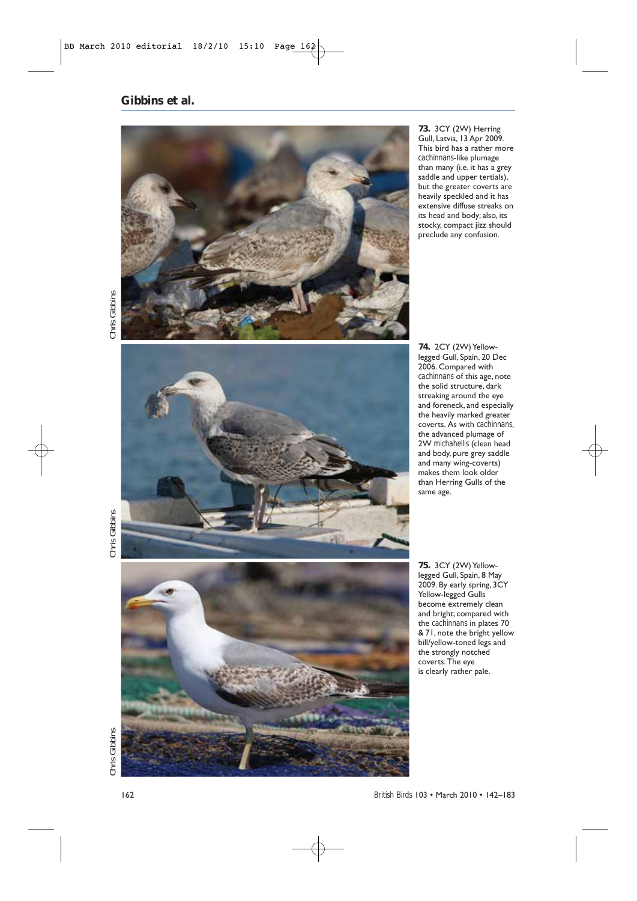**73.** 3CY (2W) Herring Gull, Latvia, 13 Apr 2009. This bird has a rather more *cachinnans*-like plumage than many (i.e. it has a grey saddle and upper tertials), but the greater coverts are heavily speckled and it has extensive diffuse streaks on its head and body; also, its stocky, compact jizz should preclude any confusion.

Chris Gibbins

**74.** 2CY (2W) Yellow-legged Gull, Spain, 20 Dec 2006. Compared with *cachinnans* of this age, note the solid structure, dark streaking around the eye and foreneck, and especially the heavily marked greater coverts. As with *cachinnans*, the advanced plumage of 2W *michahellis* (clean head and body, pure grey saddle and many wing-coverts) makes them look older than Herring Gulls of the same age.

Chris Gibbins

**75.** 3CY (2W) Yellow-legged Gull, Spain, 8 May 2009. By early spring, 3CY Yellow-legged Gulls become extremely clean and bright; compared with the *cachinnans* in plates 70 & 71, note the bright yellow bill/yellow-toned legs and the strongly notched coverts. The eye is clearly rather pale.

Chris Gibbins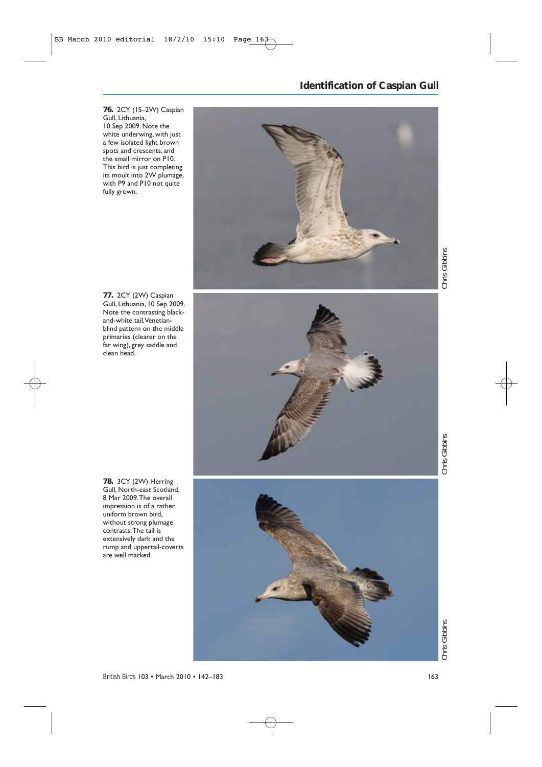**76.** 2CY (1S–2W) Caspian Gull, Lithuania, 10 Sep 2009. Note the white underwing, with just a few isolated light brown spots and crescents, and the small mirror on P10. This bird is just completing its moult into 2W plumage, with P9 and P10 not quite fully grown.

Chris Gibbins

**77.** 2CY (2W) Caspian Gull, Lithuania, 10 Sep 2009. Note the contrasting black-and-white tail, Venetian-blind pattern on the middle primaries (clearer on the far wing), grey saddle and clean head.

Chris Gibbins

**78.** 3CY (2W) Herring Gull, North-east Scotland, 8 Mar 2009. The overall impression is of a rather uniform brown bird, without strong plumage contrasts. The tail is extensively dark and the rump and uppertail-coverts are well marked.

Chris Gibbins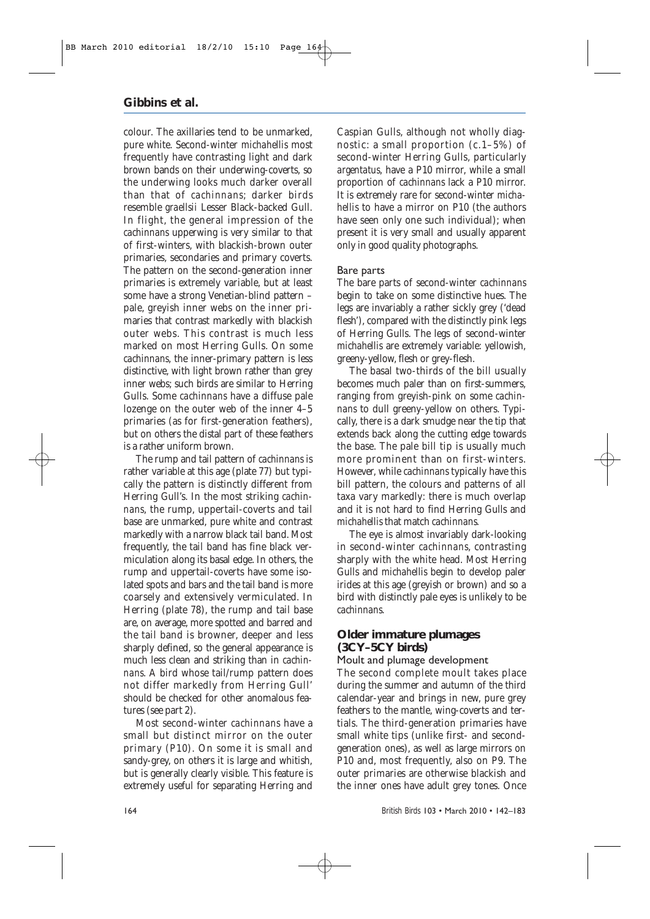colour. The axillaries tend to be unmarked, pure white. Second-winter *michahellis* most frequently have contrasting light and dark brown bands on their underwing-coverts, so the underwing looks much darker overall than that of *cachinnans*; darker birds resemble *graellsii* Lesser Black-backed Gull. In flight, the general impression of the *cachinnans* upperwing is very similar to that of first-winters, with blackish-brown outer primaries, secondaries and primary coverts. The pattern on the second-generation inner primaries is extremely variable, but at least some have a strong Venetian-blind pattern – pale, greyish inner webs on the inner primaries that contrast markedly with blackish outer webs. This contrast is much less marked on most Herring Gulls. On some *cachinnans*, the inner-primary pattern is less distinctive, with light brown rather than grey inner webs; such birds are similar to Herring Gulls. Some *cachinnans* have a diffuse pale lozenge on the outer web of the inner 4–5 primaries (as for first-generation feathers), but on others the distal part of these feathers is a rather uniform brown.

The rump and tail pattern of *cachinnans* is rather variable at this age (plate 77) but typically the pattern is distinctly different from Herring Gull's. In the most striking *cachinnans*, the rump, uppertail-coverts and tail base are unmarked, pure white and contrast markedly with a narrow black tail band. Most frequently, the tail band has fine black vermiculation along its basal edge. In others, the rump and uppertail-coverts have some isolated spots and bars and the tail band is more coarsely and extensively vermiculated. In Herring (plate 78), the rump and tail base are, on average, more spotted and barred and the tail band is browner, deeper and less sharply defined, so the general appearance is much less clean and striking than in *cachinnans*. A bird whose tail/rump pattern does not differ markedly from Herring Gull' should be checked for other anomalous features (see part 2).

Most second-winter *cachinnans* have a small but distinct mirror on the outer primary (P10). On some it is small and sandy-grey, on others it is large and whitish, but is generally clearly visible. This feature is extremely useful for separating Herring and Caspian Gulls, although not wholly diagnostic: a small proportion (c.1–5%) of second-winter Herring Gulls, particularly *argentatus*, have a P10 mirror, while a small proportion of *cachinnans* lack a P10 mirror. It is extremely rare for second-winter *michahellis* to have a mirror on P10 (the authors have seen only one such individual); when present it is very small and usually apparent only in good quality photographs.

### Bare parts

The bare parts of second-winter *cachinnans* begin to take on some distinctive hues. The legs are invariably a rather sickly grey ('dead flesh'), compared with the distinctly pink legs of Herring Gulls. The legs of second-winter *michahellis* are extremely variable: yellowish, greeny-yellow, flesh or grey-flesh.

The basal two-thirds of the bill usually becomes much paler than on first-summers, ranging from greyish-pink on some *cachinnans* to dull greeny-yellow on others. Typically, there is a dark smudge near the tip that extends back along the cutting edge towards the base. The pale bill tip is usually much more prominent than on first-winters. However, while *cachinnans* typically have this bill pattern, the colours and patterns of all taxa vary markedly: there is much overlap and it is not hard to find Herring Gulls and *michahellis* that match *cachinnans*.

The eye is almost invariably dark-looking in second-winter *cachinnans*, contrasting sharply with the white head. Most Herring Gulls and *michahellis* begin to develop paler irides at this age (greyish or brown) and so a bird with distinctly pale eyes is unlikely to be *cachinnans*.

## Older immature plumages (3CY–5CY birds)

### Moult and plumage development

The second complete moult takes place during the summer and autumn of the third calendar-year and brings in new, pure grey feathers to the mantle, wing-coverts and tertials. The third-generation primaries have small white tips (unlike first- and second-generation ones), as well as large mirrors on P10 and, most frequently, also on P9. The outer primaries are otherwise blackish and the inner ones have adult grey tones. Once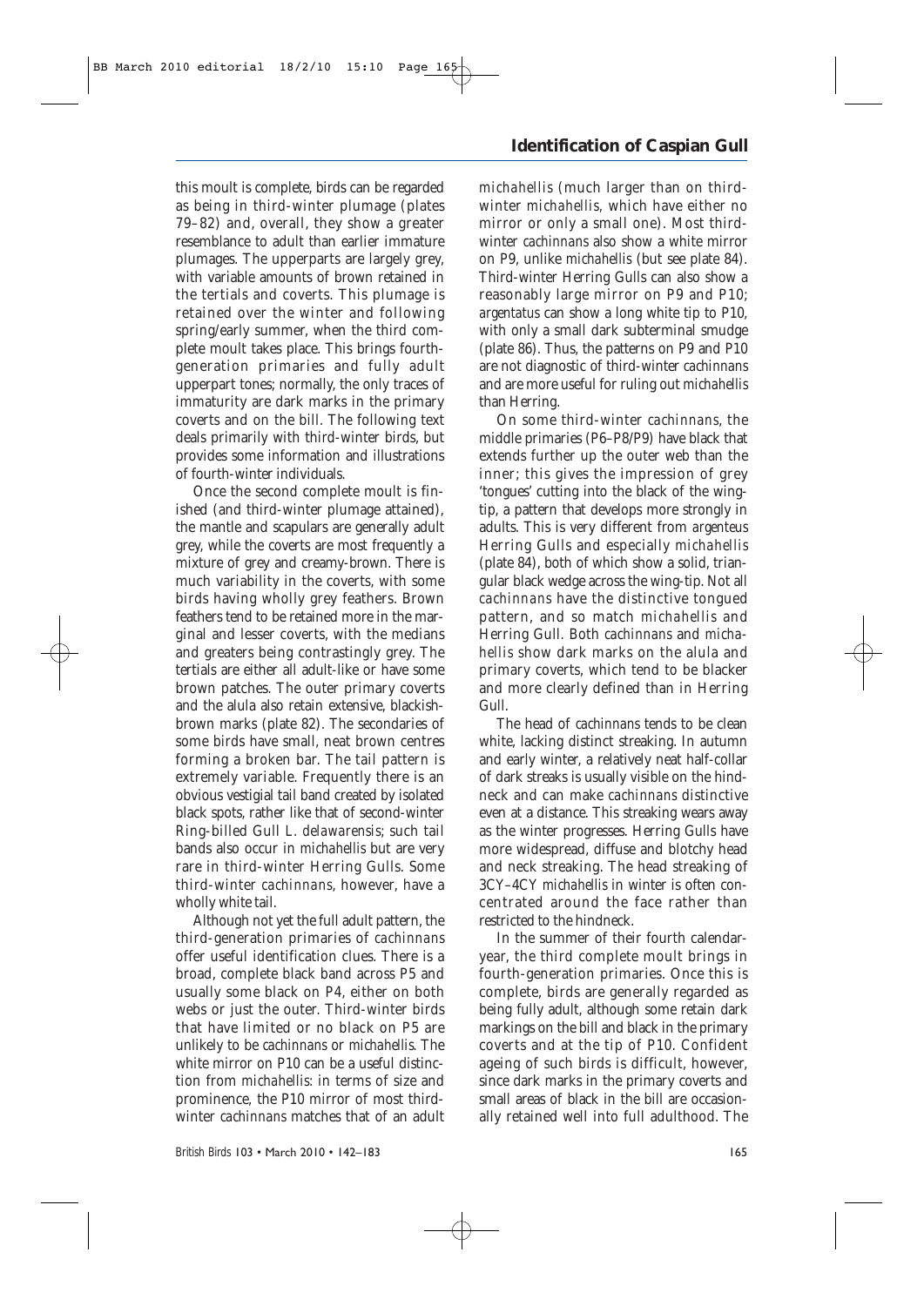this moult is complete, birds can be regarded as being in third-winter plumage (plates 79–82) and, overall, they show a greater resemblance to adult than earlier immature plumages. The upperparts are largely grey, with variable amounts of brown retained in the tertials and coverts. This plumage is retained over the winter and following spring/early summer, when the third complete moult takes place. This brings fourth-generation primaries and fully adult upperpart tones; normally, the only traces of immaturity are dark marks in the primary coverts and on the bill. The following text deals primarily with third-winter birds, but provides some information and illustrations of fourth-winter individuals.

Once the second complete moult is finished (and third-winter plumage attained), the mantle and scapulars are generally adult grey, while the coverts are most frequently a mixture of grey and creamy-brown. There is much variability in the coverts, with some birds having wholly grey feathers. Brown feathers tend to be retained more in the marginal and lesser coverts, with the medians and greaters being contrastingly grey. The tertials are either all adult-like or have some brown patches. The outer primary coverts and the alula also retain extensive, blackish-brown marks (plate 82). The secondaries of some birds have small, neat brown centres forming a broken bar. The tail pattern is extremely variable. Frequently there is an obvious vestigial tail band created by isolated black spots, rather like that of second-winter Ring-billed Gull *L. delawarensis*; such tail bands also occur in *michahellis* but are very rare in third-winter Herring Gulls. Some third-winter *cachinnans*, however, have a wholly white tail.

Although not yet the full adult pattern, the third-generation primaries of *cachinnans* offer useful identification clues. There is a broad, complete black band across P5 and usually some black on P4, either on both webs or just the outer. Third-winter birds that have limited or no black on P5 are unlikely to be *cachinnans* or *michahellis*. The white mirror on P10 can be a useful distinction from *michahellis*: in terms of size and prominence, the P10 mirror of most third-winter *cachinnans* matches that of an adult *michahellis* (much larger than on third-winter *michahellis*, which have either no mirror or only a small one). Most third-winter *cachinnans* also show a white mirror on P9, unlike *michahellis* (but see plate 84). Third-winter Herring Gulls can also show a reasonably large mirror on P9 and P10; *argentatus* can show a long white tip to P10, with only a small dark subterminal smudge (plate 86). Thus, the patterns on P9 and P10 are not diagnostic of third-winter *cachinnans* and are more useful for ruling out *michahellis* than Herring.

On some third-winter *cachinnans*, the middle primaries (P6–P8/P9) have black that extends further up the outer web than the inner; this gives the impression of grey 'tongues' cutting into the black of the wing-tip, a pattern that develops more strongly in adults. This is very different from *argenteus* Herring Gulls and especially *michahellis* (plate 84), both of which show a solid, triangular black wedge across the wing-tip. Not all *cachinnans* have the distinctive tongued pattern, and so match *michahellis* and Herring Gull. Both *cachinnans* and *michahellis* show dark marks on the alula and primary coverts, which tend to be blacker and more clearly defined than in Herring Gull.

The head of *cachinnans* tends to be clean white, lacking distinct streaking. In autumn and early winter, a relatively neat half-collar of dark streaks is usually visible on the hindneck and can make *cachinnans* distinctive even at a distance. This streaking wears away as the winter progresses. Herring Gulls have more widespread, diffuse and blotchy head and neck streaking. The head streaking of 3CY–4CY *michahellis* in winter is often concentrated around the face rather than restricted to the hindneck.

In the summer of their fourth calendar-year, the third complete moult brings in fourth-generation primaries. Once this is complete, birds are generally regarded as being fully adult, although some retain dark markings on the bill and black in the primary coverts and at the tip of P10. Confident ageing of such birds is difficult, however, since dark marks in the primary coverts and small areas of black in the bill are occasionally retained well into full adulthood. The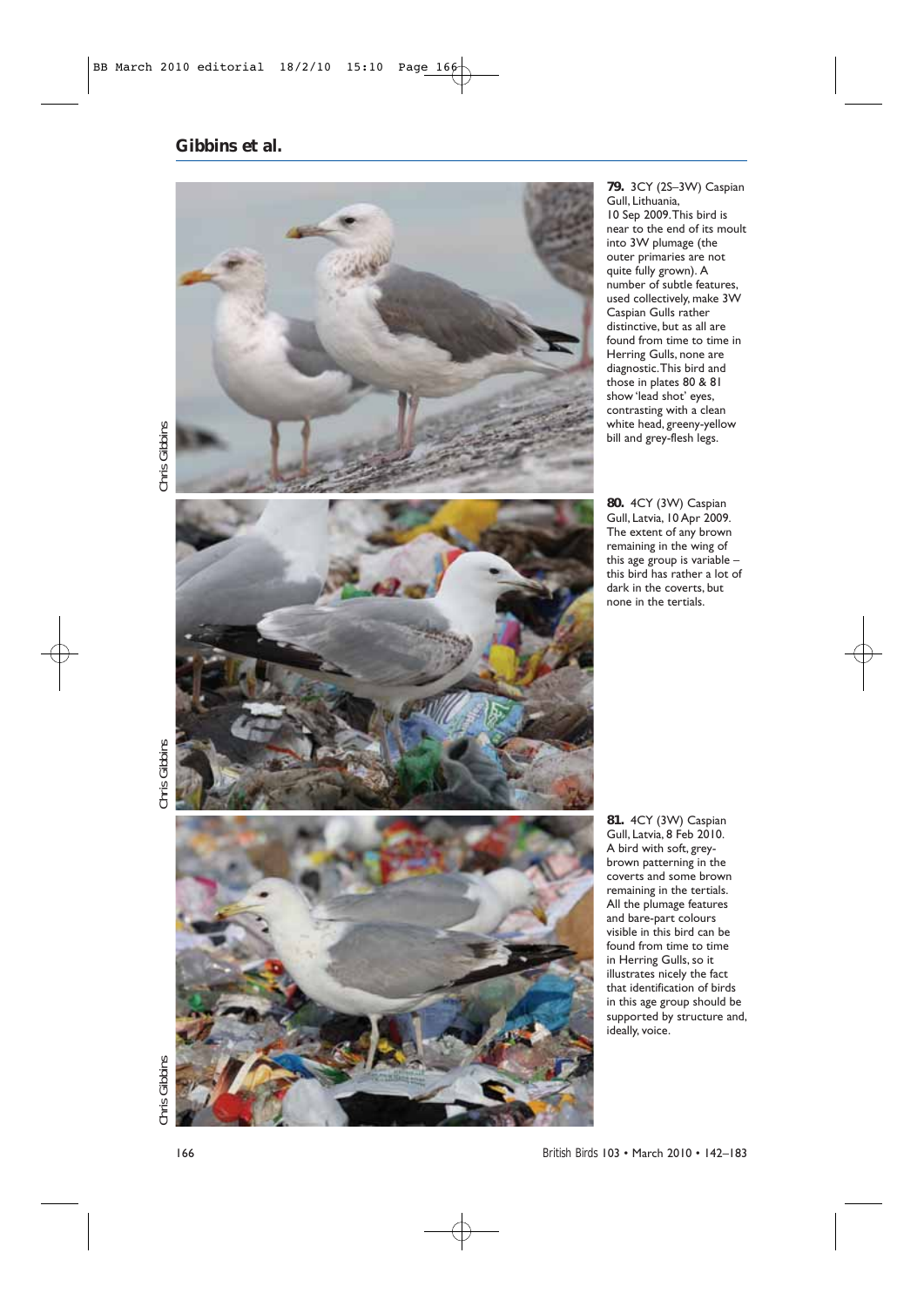**79.** 3CY (2S–3W) Caspian Gull, Lithuania, 10 Sep 2009. This bird is near to the end of its moult into 3W plumage (the outer primaries are not quite fully grown). A number of subtle features, used collectively, make 3W Caspian Gulls rather distinctive, but as all are found from time to time in Herring Gulls, none are diagnostic. This bird and those in plates 80 & 81 show 'lead shot' eyes, contrasting with a clean white head, greeny-yellow bill and grey-flesh legs.

Chris Gibbins

**80.** 4CY (3W) Caspian Gull, Latvia, 10 Apr 2009. The extent of any brown remaining in the wing of this age group is variable – this bird has rather a lot of dark in the coverts, but none in the tertials.

Chris Gibbins

**81.** 4CY (3W) Caspian Gull, Latvia, 8 Feb 2010. A bird with soft, grey-brown patterning in the coverts and some brown remaining in the tertials. All the plumage features and bare-part colours visible in this bird can be found from time to time in Herring Gulls, so it illustrates nicely the fact that identification of birds in this age group should be supported by structure and, ideally, voice.

Chris Gibbins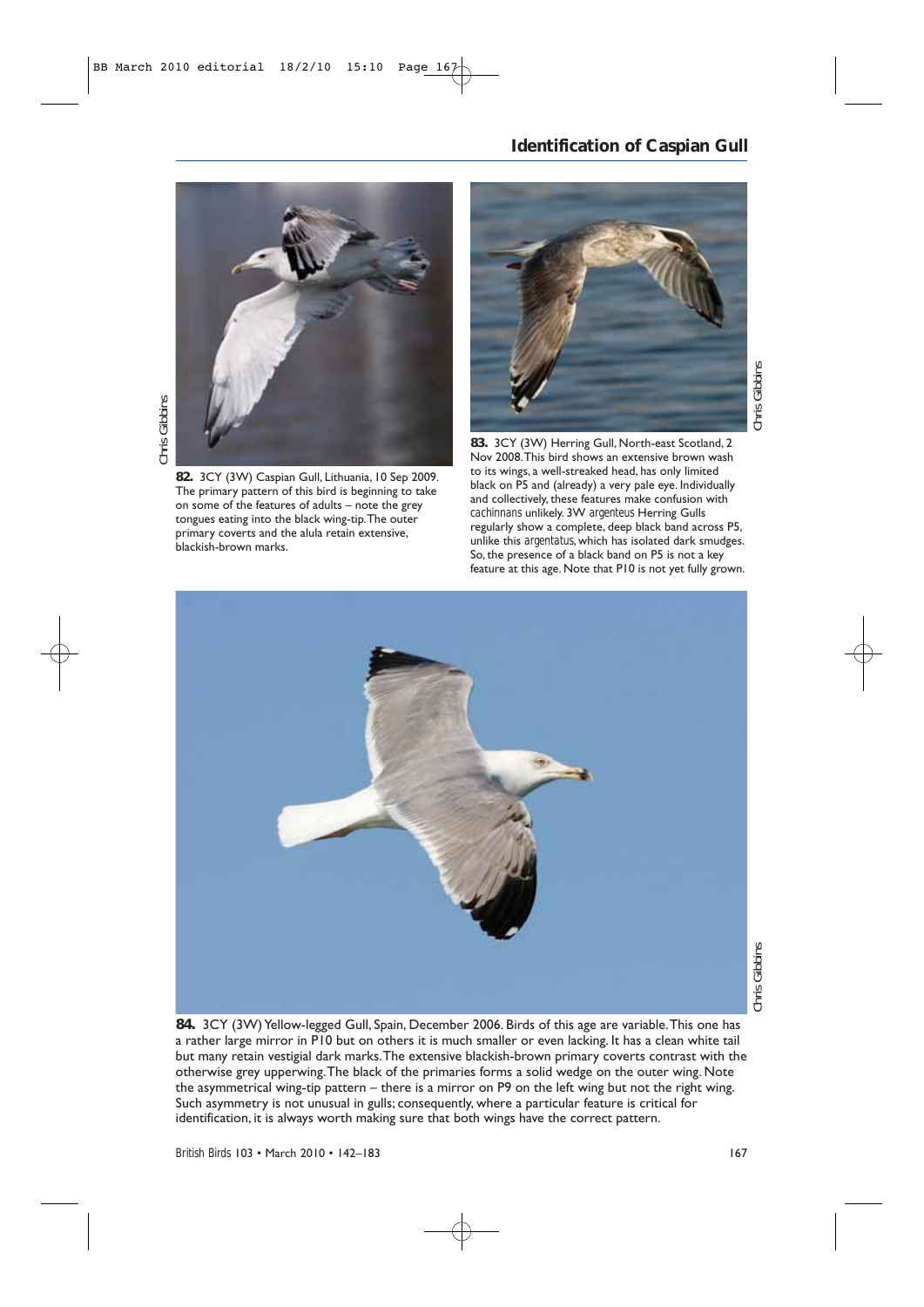**82.** 3CY (3W) Caspian Gull, Lithuania, 10 Sep 2009. The primary pattern of this bird is beginning to take on some of the features of adults – note the grey tongues eating into the black wing-tip. The outer primary coverts and the alula retain extensive, blackish-brown marks.

**83.** 3CY (3W) Herring Gull, North-east Scotland, 2 Nov 2008. This bird shows an extensive brown wash to its wings, a well-streaked head, has only limited black on P5 and (already) a very pale eye. Individually and collectively, these features make confusion with *cachinnans* unlikely. 3W *argenteus* Herring Gulls regularly show a complete, deep black band across P5, unlike this *argentatus*, which has isolated dark smudges. So, the presence of a black band on P5 is not a key feature at this age. Note that P10 is not yet fully grown.

**84.** 3CY (3W) Yellow-legged Gull, Spain, December 2006. Birds of this age are variable. This one has a rather large mirror in P10 but on others it is much smaller or even lacking. It has a clean white tail but many retain vestigial dark marks. The extensive blackish-brown primary coverts contrast with the otherwise grey upperwing. The black of the primaries forms a solid wedge on the outer wing. Note the asymmetrical wing-tip pattern – there is a mirror on P9 on the left wing but not the right wing. Such asymmetry is not unusual in gulls; consequently, where a particular feature is critical for identification, it is always worth making sure that both wings have the correct pattern.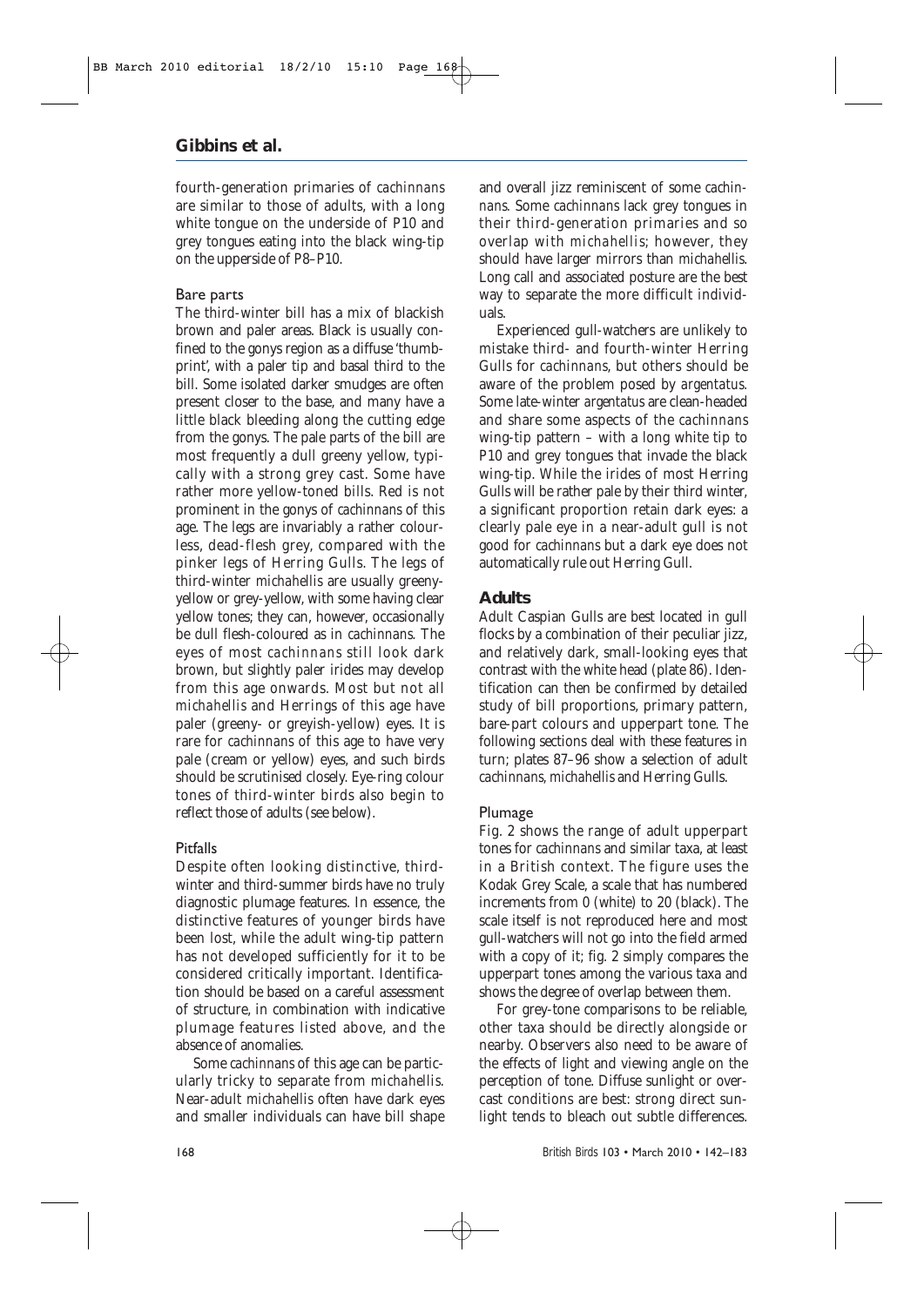fourth-generation primaries of *cachinnans* are similar to those of adults, with a long white tongue on the underside of P10 and grey tongues eating into the black wing-tip on the upperside of P8–P10.

### Bare parts

The third-winter bill has a mix of blackish brown and paler areas. Black is usually confined to the gonys region as a diffuse 'thumbprint', with a paler tip and basal third to the bill. Some isolated darker smudges are often present closer to the base, and many have a little black bleeding along the cutting edge from the gonys. The pale parts of the bill are most frequently a dull greeny yellow, typically with a strong grey cast. Some have rather more yellow-toned bills. Red is not prominent in the gonys of *cachinnans* of this age. The legs are invariably a rather colourless, dead-flesh grey, compared with the pinker legs of Herring Gulls. The legs of third-winter *michahellis* are usually greeny-yellow or grey-yellow, with some having clear yellow tones; they can, however, occasionally be dull flesh-coloured as in *cachinnans*. The eyes of most *cachinnans* still look dark brown, but slightly paler irides may develop from this age onwards. Most but not all *michahellis* and Herrings of this age have paler (greeny- or greyish-yellow) eyes. It is rare for *cachinnans* of this age to have very pale (cream or yellow) eyes, and such birds should be scrutinised closely. Eye-ring colour tones of third-winter birds also begin to reflect those of adults (see below).

### Pitfalls

Despite often looking distinctive, third-winter and third-summer birds have no truly diagnostic plumage features. In essence, the distinctive features of younger birds have been lost, while the adult wing-tip pattern has not developed sufficiently for it to be considered critically important. Identification should be based on a careful assessment of structure, in combination with indicative plumage features listed above, and the absence of anomalies.

Some *cachinnans* of this age can be particularly tricky to separate from *michahellis*. Near-adult *michahellis* often have dark eyes and smaller individuals can have bill shape and overall jizz reminiscent of some *cachinnans*. Some *cachinnans* lack grey tongues in their third-generation primaries and so overlap with *michahellis*; however, they should have larger mirrors than *michahellis*. Long call and associated posture are the best way to separate the more difficult individuals.

Experienced gull-watchers are unlikely to mistake third- and fourth-winter Herring Gulls for *cachinnans*, but others should be aware of the problem posed by *argentatus*. Some late-winter *argentatus* are clean-headed and share some aspects of the *cachinnans* wing-tip pattern – with a long white tip to P10 and grey tongues that invade the black wing-tip. While the irides of most Herring Gulls will be rather pale by their third winter, a significant proportion retain dark eyes: a clearly pale eye in a near-adult gull is not good for *cachinnans* but a dark eye does not automatically rule out Herring Gull.

## Adults

Adult Caspian Gulls are best located in gull flocks by a combination of their peculiar jizz, and relatively dark, small-looking eyes that contrast with the white head (plate 86). Identification can then be confirmed by detailed study of bill proportions, primary pattern, bare-part colours and upperpart tone. The following sections deal with these features in turn; plates 87–96 show a selection of adult *cachinnans*, *michahellis* and Herring Gulls.

### Plumage

Fig. 2 shows the range of adult upperpart tones for *cachinnans* and similar taxa, at least in a British context. The figure uses the Kodak Grey Scale, a scale that has numbered increments from 0 (white) to 20 (black). The scale itself is not reproduced here and most gull-watchers will not go into the field armed with a copy of it; fig. 2 simply compares the upperpart tones among the various taxa and shows the degree of overlap between them.

For grey-tone comparisons to be reliable, other taxa should be directly alongside or nearby. Observers also need to be aware of the effects of light and viewing angle on the perception of tone. Diffuse sunlight or overcast conditions are best: strong direct sunlight tends to bleach out subtle differences.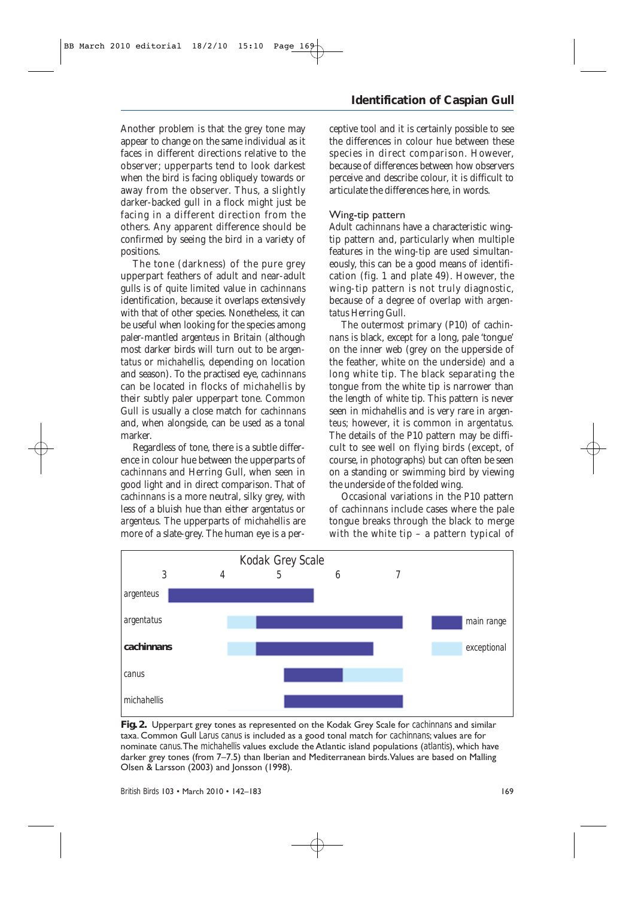Another problem is that the grey tone may appear to change on the same individual as it faces in different directions relative to the observer; upperparts tend to look darkest when the bird is facing obliquely towards or away from the observer. Thus, a slightly darker-backed gull in a flock might just be facing in a different direction from the others. Any apparent difference should be confirmed by seeing the bird in a variety of positions.

The tone (darkness) of the pure grey upperpart feathers of adult and near-adult gulls is of quite limited value in *cachinnans* identification, because it overlaps extensively with that of other species. Nonetheless, it can be useful when looking for the species among paler-mantled *argenteus* in Britain (although most darker birds will turn out to be *argentatus* or *michahellis*, depending on location and season). To the practised eye, *cachinnans* can be located in flocks of *michahellis* by their subtly paler upperpart tone. Common Gull is usually a close match for *cachinnans* and, when alongside, can be used as a tonal marker.

Regardless of tone, there is a subtle difference in colour hue between the upperparts of *cachinnans* and Herring Gull, when seen in good light and in direct comparison. That of *cachinnans* is a more neutral, silky grey, with less of a bluish hue than either *argentatus* or *argenteus*. The upperparts of *michahellis* are more of a slate-grey. The human eye is a perceptive tool and it is certainly possible to see the differences in colour hue between these species in direct comparison. However, because of differences between how observers perceive and describe colour, it is difficult to articulate the differences here, in words.

### Wing-tip pattern

Adult *cachinnans* have a characteristic wing-tip pattern and, particularly when multiple features in the wing-tip are used simultaneously, this can be a good means of identification (fig. 1 and plate 49). However, the wing-tip pattern is not truly diagnostic, because of a degree of overlap with *argentatus* Herring Gull.

The outermost primary (P10) of *cachinnans* is black, except for a long, pale 'tongue' on the inner web (grey on the upperside of the feather, white on the underside) and a long white tip. The black separating the tongue from the white tip is narrower than the length of white tip. This pattern is never seen in *michahellis* and is very rare in *argenteus*; however, it is common in *argentatus*. The details of the P10 pattern may be difficult to see well on flying birds (except, of course, in photographs) but can often be seen on a standing or swimming bird by viewing the underside of the folded wing.

Occasional variations in the P10 pattern of *cachinnans* include cases where the pale tongue breaks through the black to merge with the white tip – a pattern typical of

Kodak Grey Scale

| Taxon | Main range | Exceptional |
|---|---|---|
| argenteus | 3–5.5 | |
| argentatus | 4.5–7 | 4–4.5 |
| **cachinnans** | 4.5–6.5 | 4–4.5 |
| canus | 5–6 | 6–7 |
| michahellis | 5–7 | |

**Fig. 2.** Upperpart grey tones as represented on the Kodak Grey Scale for *cachinnans* and similar taxa. Common Gull *Larus canus* is included as a good tonal match for *cachinnans*; values are for nominate *canus*. The *michahellis* values exclude the Atlantic island populations (*atlantis*), which have darker grey tones (from 7–7.5) than Iberian and Mediterranean birds. Values are based on Malling Olsen & Larsson (2003) and Jonsson (1998).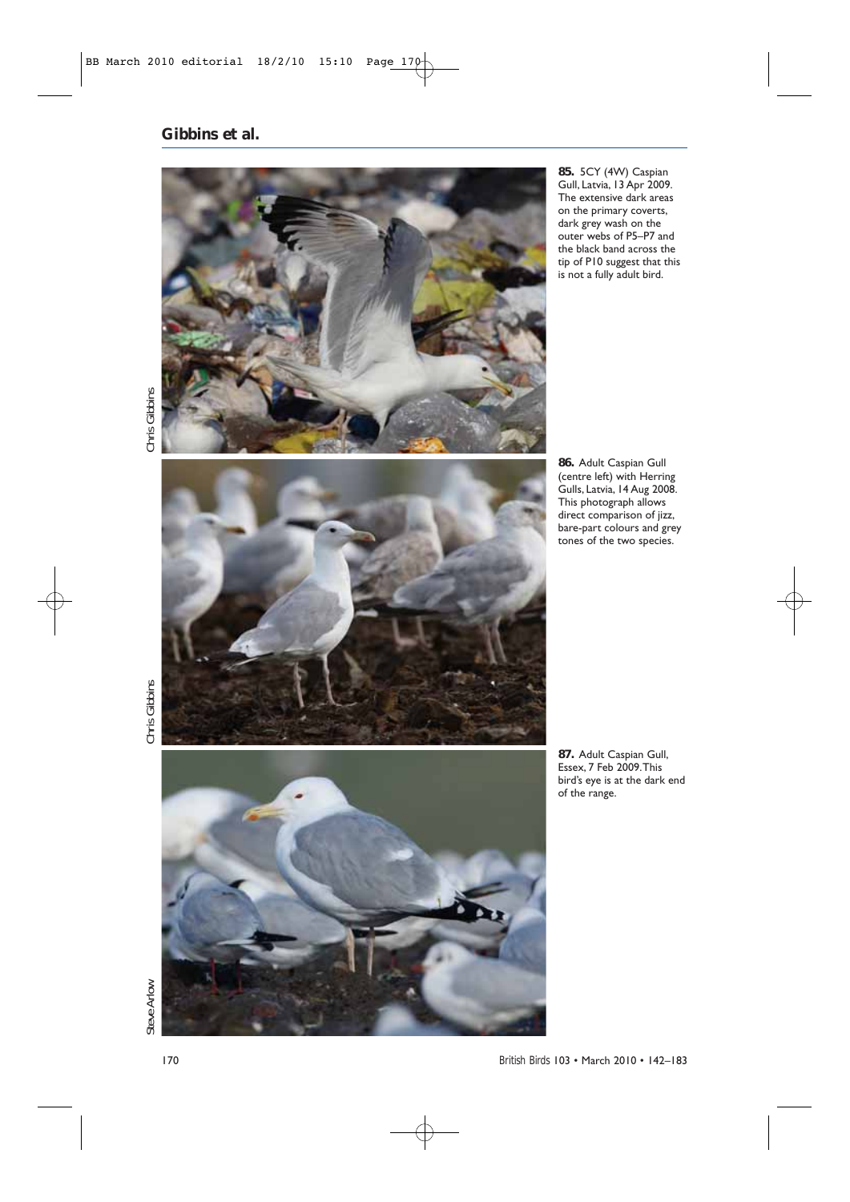**85.** 5CY (4W) Caspian Gull, Latvia, 13 Apr 2009. The extensive dark areas on the primary coverts, dark grey wash on the outer webs of P5–P7 and the black band across the tip of P10 suggest that this is not a fully adult bird.

Chris Gibbins

**86.** Adult Caspian Gull (centre left) with Herring Gulls, Latvia, 14 Aug 2008. This photograph allows direct comparison of jizz, bare-part colours and grey tones of the two species.

Chris Gibbins

**87.** Adult Caspian Gull, Essex, 7 Feb 2009. This bird's eye is at the dark end of the range.

Steve Arlow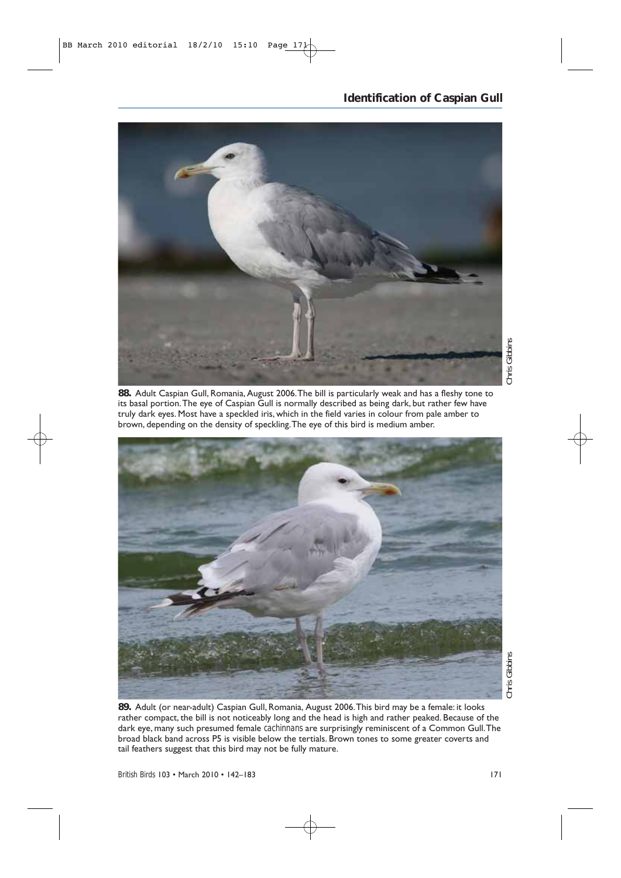**88.** Adult Caspian Gull, Romania, August 2006. The bill is particularly weak and has a fleshy tone to its basal portion. The eye of Caspian Gull is normally described as being dark, but rather few have truly dark eyes. Most have a speckled iris, which in the field varies in colour from pale amber to brown, depending on the density of speckling. The eye of this bird is medium amber.

Chris Gibbins

**89.** Adult (or near-adult) Caspian Gull, Romania, August 2006. This bird may be a female: it looks rather compact, the bill is not noticeably long and the head is high and rather peaked. Because of the dark eye, many such presumed female *cachinnans* are surprisingly reminiscent of a Common Gull. The broad black band across P5 is visible below the tertials. Brown tones to some greater coverts and tail feathers suggest that this bird may not be fully mature.

Chris Gibbins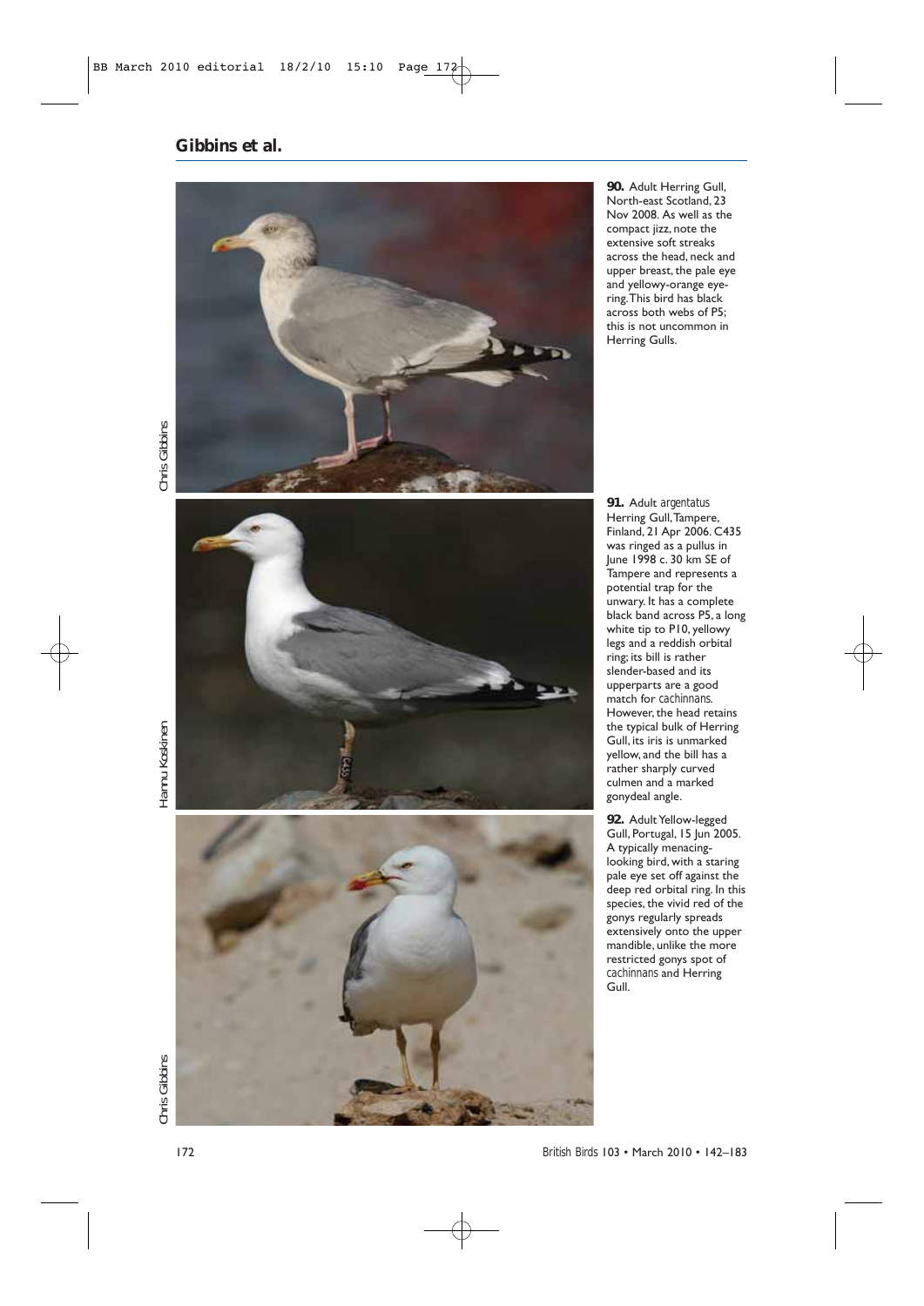**90.** Adult Herring Gull, North-east Scotland, 23 Nov 2008. As well as the compact jizz, note the extensive soft streaks across the head, neck and upper breast, the pale eye and yellowy-orange eye-ring. This bird has black across both webs of P5; this is not uncommon in Herring Gulls.

Chris Gibbins

**91.** Adult *argentatus* Herring Gull, Tampere, Finland, 21 Apr 2006. C435 was ringed as a pullus in June 1998 c. 30 km SE of Tampere and represents a potential trap for the unwary. It has a complete black band across P5, a long white tip to P10, yellowy legs and a reddish orbital ring; its bill is rather slender-based and its upperparts are a good match for *cachinnans*. However, the head retains the typical bulk of Herring Gull, its iris is unmarked yellow, and the bill has a rather sharply curved culmen and a marked gonydeal angle.

Hannu Koskinen

**92.** Adult Yellow-legged Gull, Portugal, 15 Jun 2005. A typically menacing-looking bird, with a staring pale eye set off against the deep red orbital ring. In this species, the vivid red of the gonys regularly spreads extensively onto the upper mandible, unlike the more restricted gonys spot of *cachinnans* and Herring Gull.

Chris Gibbins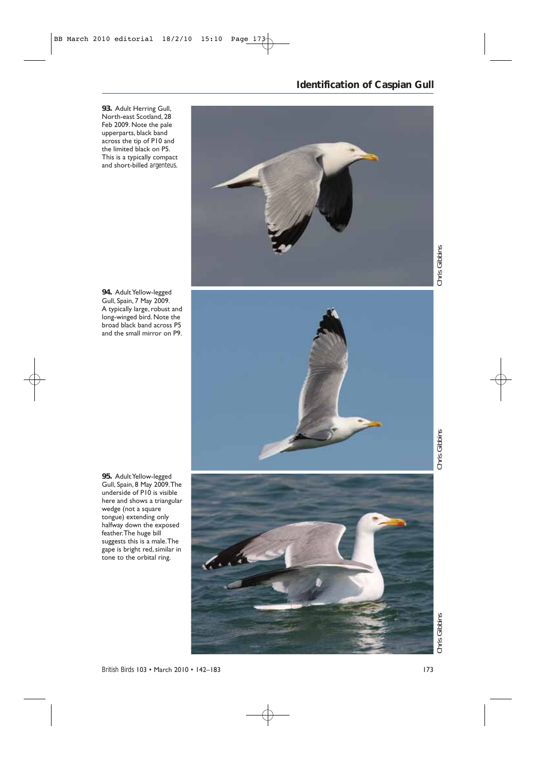**93.** Adult Herring Gull, North-east Scotland, 28 Feb 2009. Note the pale upperparts, black band across the tip of P10 and the limited black on P5. This is a typically compact and short-billed *argenteus*.

Chris Gibbins

**94.** Adult Yellow-legged Gull, Spain, 7 May 2009. A typically large, robust and long-winged bird. Note the broad black band across P5 and the small mirror on P9.

Chris Gibbins

**95.** Adult Yellow-legged Gull, Spain, 8 May 2009. The underside of P10 is visible here and shows a triangular wedge (not a square tongue) extending only halfway down the exposed feather. The huge bill suggests this is a male. The gape is bright red, similar in tone to the orbital ring.

Chris Gibbins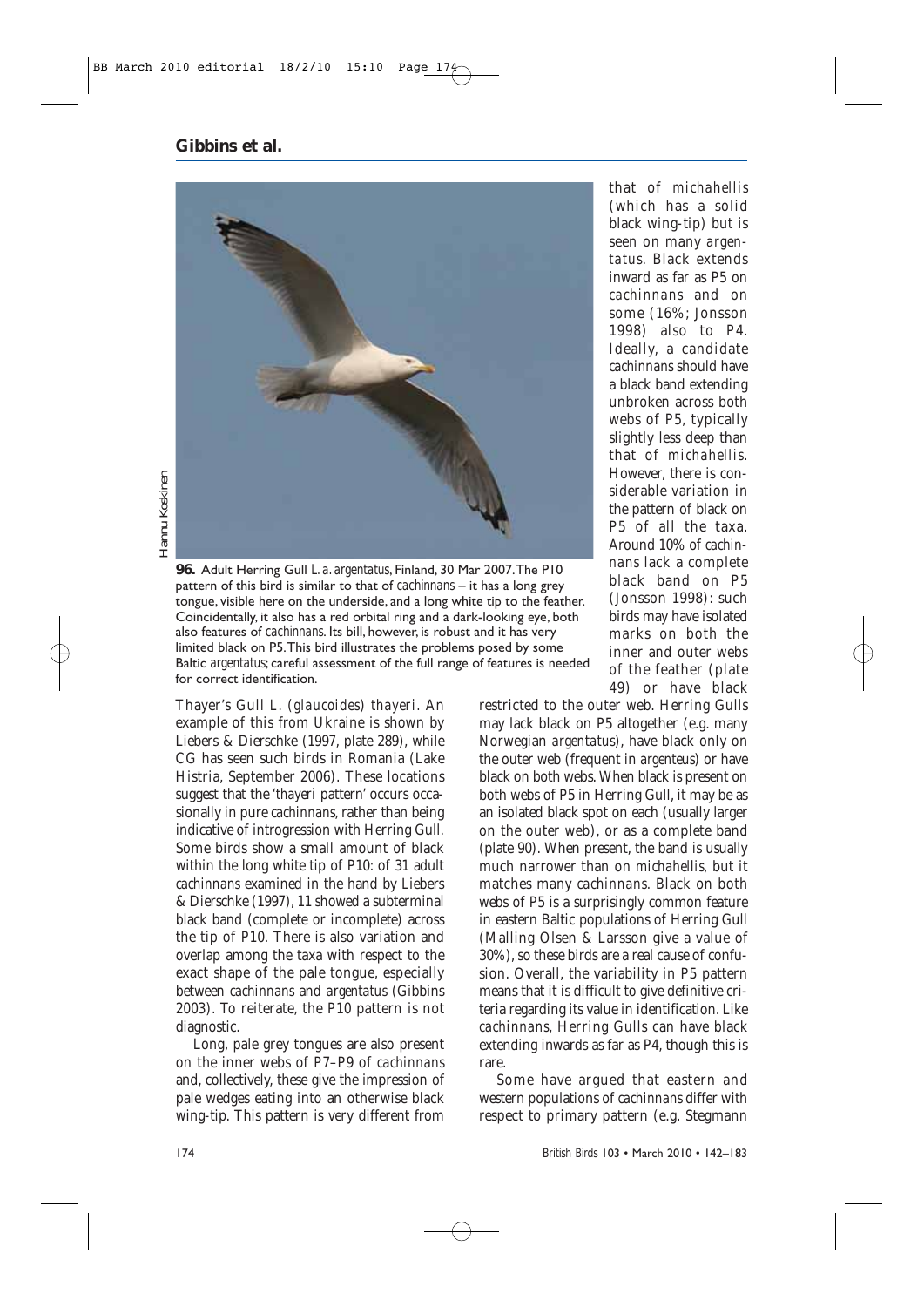**96.** Adult Herring Gull *L. a. argentatus*, Finland, 30 Mar 2007. The P10 pattern of this bird is similar to that of *cachinnans* – it has a long grey tongue, visible here on the underside, and a long white tip to the feather. Coincidentally, it also has a red orbital ring and a dark-looking eye, both also features of *cachinnans*. Its bill, however, is robust and it has very limited black on P5. This bird illustrates the problems posed by some Baltic *argentatus*; careful assessment of the full range of features is needed for correct identification.

Hannu Koskinen

Thayer's Gull *L. (glaucoides) thayeri*. An example of this from Ukraine is shown by Liebers & Dierschke (1997, plate 289), while CG has seen such birds in Romania (Lake Histria, September 2006). These locations suggest that the '*thayeri* pattern' occurs occasionally in pure *cachinnans*, rather than being indicative of introgression with Herring Gull. Some birds show a small amount of black within the long white tip of P10: of 31 adult *cachinnans* examined in the hand by Liebers & Dierschke (1997), 11 showed a subterminal black band (complete or incomplete) across the tip of P10. There is also variation and overlap among the taxa with respect to the exact shape of the pale tongue, especially between *cachinnans* and *argentatus* (Gibbins 2003). To reiterate, the P10 pattern is not diagnostic.

Long, pale grey tongues are also present on the inner webs of P7–P9 of *cachinnans* and, collectively, these give the impression of pale wedges eating into an otherwise black wing-tip. This pattern is very different from that of *michahellis* (which has a solid black wing-tip) but is seen on many *argentatus*. Black extends inward as far as P5 on *cachinnans* and on some (16%; Jonsson 1998) also to P4. Ideally, a candidate *cachinnans* should have a black band extending unbroken across both webs of P5, typically slightly less deep than that of *michahellis*. However, there is considerable variation in the pattern of black on P5 of all the taxa. Around 10% of *cachinnans* lack a complete black band on P5 (Jonsson 1998): such birds may have isolated marks on both the inner and outer webs of the feather (plate 49) or have black restricted to the outer web. Herring Gulls may lack black on P5 altogether (e.g. many Norwegian *argentatus*), have black only on the outer web (frequent in *argenteus*) or have black on both webs. When black is present on both webs of P5 in Herring Gull, it may be as an isolated black spot on each (usually larger on the outer web), or as a complete band (plate 90). When present, the band is usually much narrower than on *michahellis*, but it matches many *cachinnans*. Black on both webs of P5 is a surprisingly common feature in eastern Baltic populations of Herring Gull (Malling Olsen & Larsson give a value of 30%), so these birds are a real cause of confusion. Overall, the variability in P5 pattern means that it is difficult to give definitive criteria regarding its value in identification. Like *cachinnans*, Herring Gulls can have black extending inwards as far as P4, though this is rare.

Some have argued that eastern and western populations of *cachinnans* differ with respect to primary pattern (e.g. Stegmann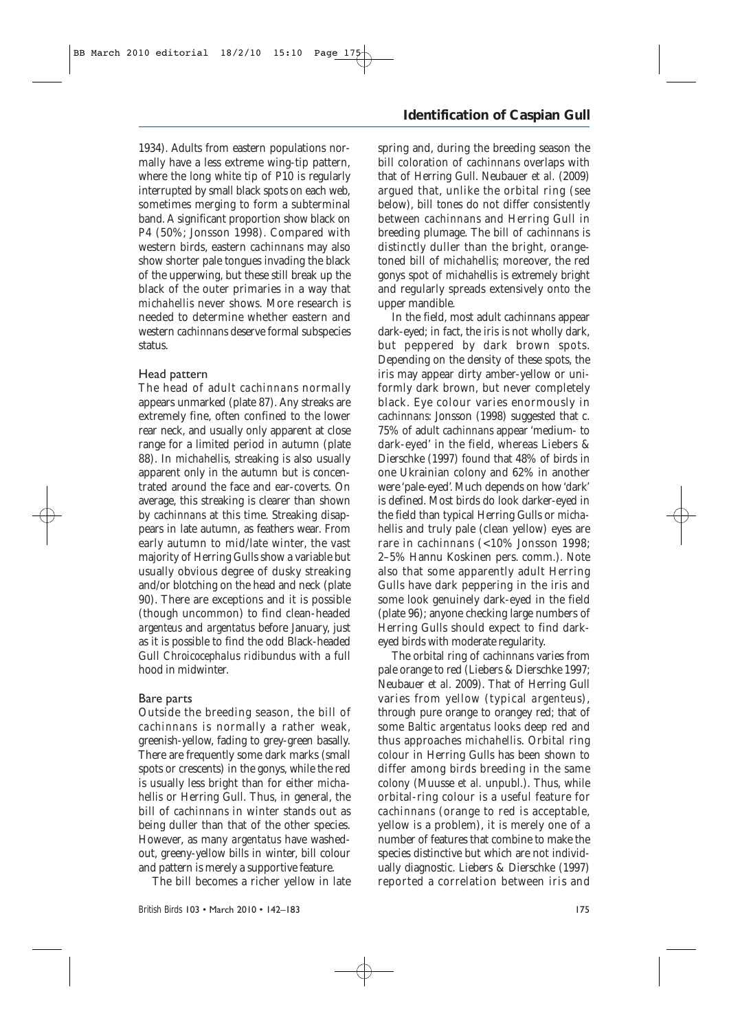1934). Adults from eastern populations normally have a less extreme wing-tip pattern, where the long white tip of P10 is regularly interrupted by small black spots on each web, sometimes merging to form a subterminal band. A significant proportion show black on P4 (50%; Jonsson 1998). Compared with western birds, eastern *cachinnans* may also show shorter pale tongues invading the black of the upperwing, but these still break up the black of the outer primaries in a way that *michahellis* never shows. More research is needed to determine whether eastern and western *cachinnans* deserve formal subspecies status.

### Head pattern

The head of adult *cachinnans* normally appears unmarked (plate 87). Any streaks are extremely fine, often confined to the lower rear neck, and usually only apparent at close range for a limited period in autumn (plate 88). In *michahellis*, streaking is also usually apparent only in the autumn but is concentrated around the face and ear-coverts. On average, this streaking is clearer than shown by *cachinnans* at this time. Streaking disappears in late autumn, as feathers wear. From early autumn to mid/late winter, the vast majority of Herring Gulls show a variable but usually obvious degree of dusky streaking and/or blotching on the head and neck (plate 90). There are exceptions and it is possible (though uncommon) to find clean-headed *argenteus* and *argentatus* before January, just as it is possible to find the odd Black-headed Gull *Chroicocephalus ridibundus* with a full hood in midwinter.

### Bare parts

Outside the breeding season, the bill of *cachinnans* is normally a rather weak, greenish-yellow, fading to grey-green basally. There are frequently some dark marks (small spots or crescents) in the gonys, while the red is usually less bright than for either *michahellis* or Herring Gull. Thus, in general, the bill of *cachinnans* in winter stands out as being duller than that of the other species. However, as many *argentatus* have washed-out, greeny-yellow bills in winter, bill colour and pattern is merely a supportive feature.

The bill becomes a richer yellow in late spring and, during the breeding season the bill coloration of *cachinnans* overlaps with that of Herring Gull. Neubauer *et al.* (2009) argued that, unlike the orbital ring (see below), bill tones do not differ consistently between *cachinnans* and Herring Gull in breeding plumage. The bill of *cachinnans* is distinctly duller than the bright, orange-toned bill of *michahellis*; moreover, the red gonys spot of *michahellis* is extremely bright and regularly spreads extensively onto the upper mandible.

In the field, most adult *cachinnans* appear dark-eyed; in fact, the iris is not wholly dark, but peppered by dark brown spots. Depending on the density of these spots, the iris may appear dirty amber-yellow or uniformly dark brown, but never completely black. Eye colour varies enormously in *cachinnans*: Jonsson (1998) suggested that c. 75% of adult *cachinnans* appear 'medium- to dark-eyed' in the field, whereas Liebers & Dierschke (1997) found that 48% of birds in one Ukrainian colony and 62% in another were 'pale-eyed'. Much depends on how 'dark' is defined. Most birds do look darker-eyed in the field than typical Herring Gulls or *michahellis* and truly pale (clean yellow) eyes are rare in *cachinnans* (<10% Jonsson 1998; 2–5% Hannu Koskinen pers. comm.). Note also that some apparently adult Herring Gulls have dark peppering in the iris and some look genuinely dark-eyed in the field (plate 96); anyone checking large numbers of Herring Gulls should expect to find dark-eyed birds with moderate regularity.

The orbital ring of *cachinnans* varies from pale orange to red (Liebers & Dierschke 1997; Neubauer *et al.* 2009). That of Herring Gull varies from yellow (typical *argenteus*), through pure orange to orangey red; that of some Baltic *argentatus* looks deep red and thus approaches *michahellis*. Orbital ring colour in Herring Gulls has been shown to differ among birds breeding in the same colony (Muusse *et al.* unpubl.). Thus, while orbital-ring colour is a useful feature for *cachinnans* (orange to red is acceptable, yellow is a problem), it is merely one of a number of features that combine to make the species distinctive but which are not individually diagnostic. Liebers & Dierschke (1997) reported a correlation between iris and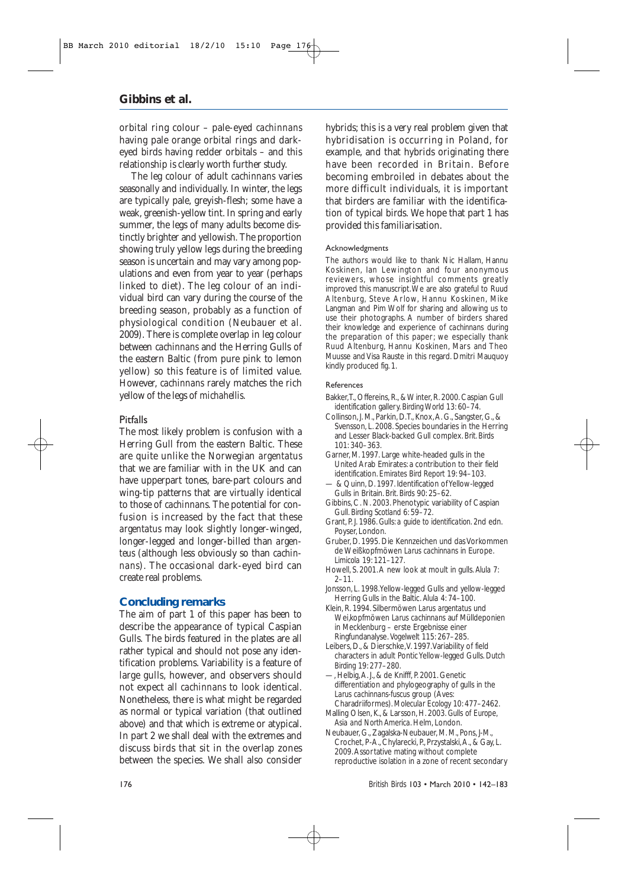orbital ring colour – pale-eyed *cachinnans* having pale orange orbital rings and dark-eyed birds having redder orbitals – and this relationship is clearly worth further study.

The leg colour of adult *cachinnans* varies seasonally and individually. In winter, the legs are typically pale, greyish-flesh; some have a weak, greenish-yellow tint. In spring and early summer, the legs of many adults become distinctly brighter and yellowish. The proportion showing truly yellow legs during the breeding season is uncertain and may vary among populations and even from year to year (perhaps linked to diet). The leg colour of an individual bird can vary during the course of the breeding season, probably as a function of physiological condition (Neubauer *et al.* 2009). There is complete overlap in leg colour between *cachinnans* and the Herring Gulls of the eastern Baltic (from pure pink to lemon yellow) so this feature is of limited value. However, *cachinnans* rarely matches the rich yellow of the legs of *michahellis*.

### Pitfalls

The most likely problem is confusion with a Herring Gull from the eastern Baltic. These are quite unlike the Norwegian *argentatus* that we are familiar with in the UK and can have upperpart tones, bare-part colours and wing-tip patterns that are virtually identical to those of *cachinnans*. The potential for confusion is increased by the fact that these *argentatus* may look slightly longer-winged, longer-legged and longer-billed than *argenteus* (although less obviously so than *cachinnans*). The occasional dark-eyed bird can create real problems.

## Concluding remarks

The aim of part 1 of this paper has been to describe the appearance of typical Caspian Gulls. The birds featured in the plates are all rather typical and should not pose any identification problems. Variability is a feature of large gulls, however, and observers should not expect all *cachinnans* to look identical. Nonetheless, there is what might be regarded as normal or typical variation (that outlined above) and that which is extreme or atypical. In part 2 we shall deal with the extremes and discuss birds that sit in the overlap zones between the species. We shall also consider hybrids; this is a very real problem given that hybridisation is occurring in Poland, for example, and that hybrids originating there have been recorded in Britain. Before becoming embroiled in debates about the more difficult individuals, it is important that birders are familiar with the identification of typical birds. We hope that part 1 has provided this familiarisation.

#### Acknowledgments

The authors would like to thank Nic Hallam, Hannu Koskinen, Ian Lewington and four anonymous reviewers, whose insightful comments greatly improved this manuscript. We are also grateful to Ruud Altenburg, Steve Arlow, Hannu Koskinen, Mike Langman and Pim Wolf for sharing and allowing us to use their photographs. A number of birders shared their knowledge and experience of *cachinnans* during the preparation of this paper; we especially thank Ruud Altenburg, Hannu Koskinen, Mars and Theo Muusse and Visa Rauste in this regard. Dmitri Mauquoy kindly produced fig. 1.

#### References

Bakker, T., Offereins, R., & Winter, R. 2000. Caspian Gull identification gallery. *Birding World* 13: 60–74.

Collinson, J. M., Parkin, D. T., Knox, A. G., Sangster, G., & Svensson, L. 2008. Species boundaries in the Herring and Lesser Black-backed Gull complex. *Brit. Birds* 101: 340–363.

Garner, M. 1997. Large white-headed gulls in the United Arab Emirates: a contribution to their field identification. *Emirates Bird Report* 19: 94–103.

— & Quinn, D. 1997. Identification of Yellow-legged Gulls in Britain. *Brit. Birds* 90: 25–62.

Gibbins, C. N. 2003. Phenotypic variability of Caspian Gull. *Birding Scotland* 6: 59–72.

Grant, P. J. 1986. *Gulls: a guide to identification.* 2nd edn. Poyser, London.

Gruber, D. 1995. Die Kennzeichen und das Vorkommen de Weißkopfmöwen *Larus cachinnans* in Europe. *Limicola* 19: 121–127.

Howell, S. 2001. A new look at moult in gulls. *Alula* 7: 2–11.

Jonsson, L. 1998. Yellow-legged Gulls and yellow-legged Herring Gulls in the Baltic. *Alula* 4: 74–100.

Klein, R. 1994. Silbermöwen *Larus argentatus* und Wei‚kopfmöwen *Larus cachinnans* auf Mülldeponien in Mecklenburg – erste Ergebnisse einer Ringfundanalyse. *Vogelwelt* 115: 267–285.

Leibers, D., & Dierschke, V. 1997. Variability of field characters in adult Pontic Yellow-legged Gulls. *Dutch Birding* 19: 277–280.

—, Helbig, A. J., & de Knifff, P. 2001. Genetic differentiation and phylogeography of gulls in the *Larus cachinnans-fuscus* group (Aves: Charadriiformes). *Molecular Ecology* 10: 477–2462.

Malling Olsen, K., & Larsson, H. 2003. *Gulls of Europe, Asia and North America.* Helm, London.

Neubauer, G., Zagalska-Neubauer, M. M., Pons, J-M., Crochet, P-A., Chylarecki, P., Przystalski, A., & Gay, L. 2009. Assortative mating without complete reproductive isolation in a zone of recent secondary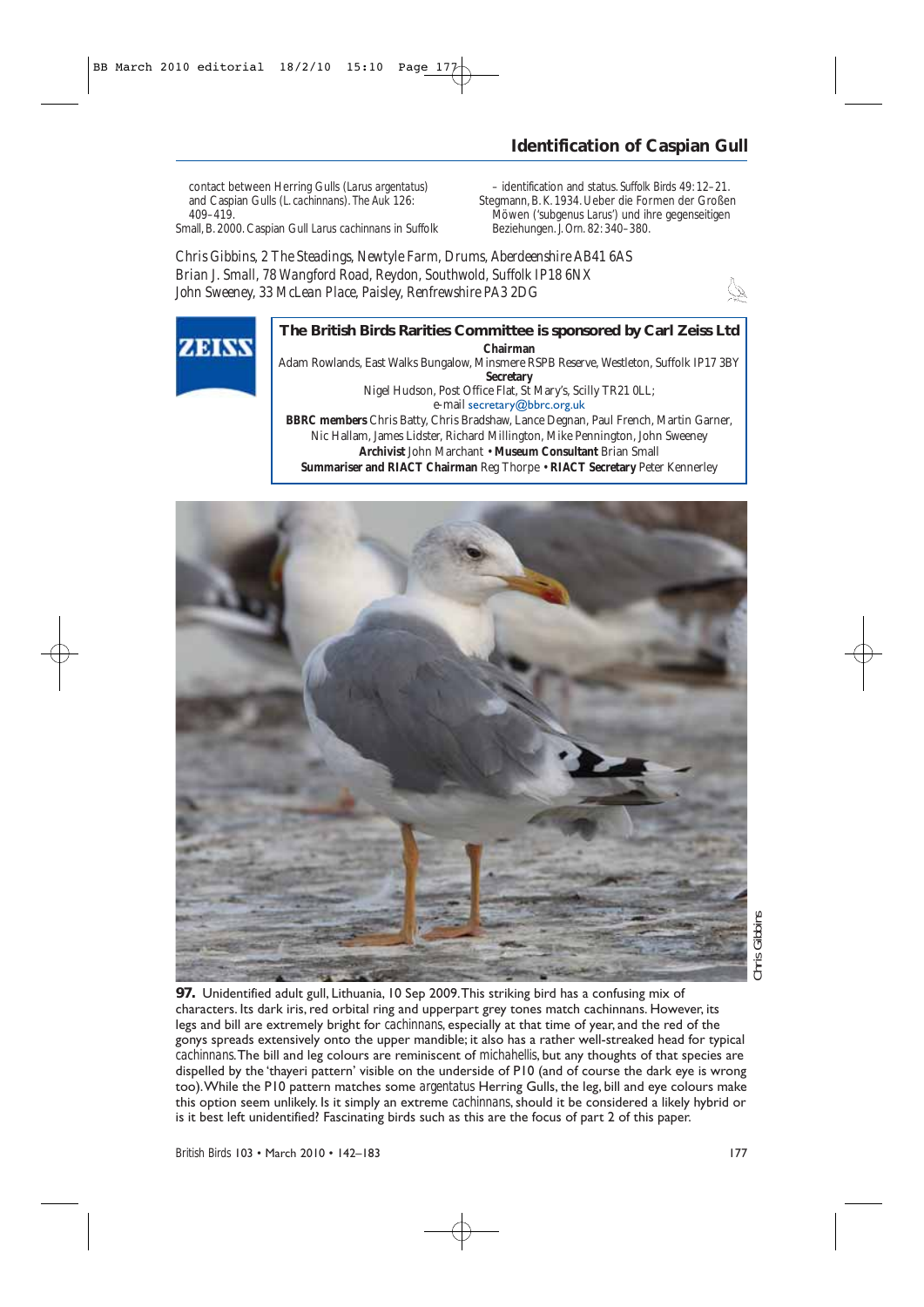contact between Herring Gulls (*Larus argentatus*) and Caspian Gulls (*L. cachinnans*). *The Auk* 126: 409–419.

Small, B. 2000. Caspian Gull *Larus cachinnans* in Suffolk – identification and status. *Suffolk Birds* 49: 12–21.

Stegmann, B. K. 1934. Ueber die Formen der Großen Möwen ('subgenus *Larus*') und ihre gegenseitigen Beziehungen. *J. Orn.* 82: 340–380.

*Chris Gibbins, 2 The Steadings, Newtyle Farm, Drums, Aberdeenshire AB41 6AS*
*Brian J. Small, 78 Wangford Road, Reydon, Southwold, Suffolk IP18 6NX*
*John Sweeney, 33 McLean Place, Paisley, Renfrewshire PA3 2DG*

**The British Birds Rarities Committee is sponsored by Carl Zeiss Ltd**

**Chairman**
Adam Rowlands, East Walks Bungalow, Minsmere RSPB Reserve, Westleton, Suffolk IP17 3BY

**Secretary**
Nigel Hudson, Post Office Flat, St Mary's, Scilly TR21 0LL;
e-mail secretary@bbrc.org.uk

**BBRC members** Chris Batty, Chris Bradshaw, Lance Degnan, Paul French, Martin Garner, Nic Hallam, James Lidster, Richard Millington, Mike Pennington, John Sweeney

**Archivist** John Marchant • **Museum Consultant** Brian Small

**Summariser and RIACT Chairman** Reg Thorpe • **RIACT Secretary** Peter Kennerley

Chris Gibbins

**97.** Unidentified adult gull, Lithuania, 10 Sep 2009. This striking bird has a confusing mix of characters. Its dark iris, red orbital ring and upperpart grey tones match cachinnans. However, its legs and bill are extremely bright for *cachinnans*, especially at that time of year, and the red of the gonys spreads extensively onto the upper mandible; it also has a rather well-streaked head for typical *cachinnans*. The bill and leg colours are reminiscent of *michahellis*, but any thoughts of that species are dispelled by the 'thayeri pattern' visible on the underside of P10 (and of course the dark eye is wrong too). While the P10 pattern matches some *argentatus* Herring Gulls, the leg, bill and eye colours make this option seem unlikely. Is it simply an extreme *cachinnans*, should it be considered a likely hybrid or is it best left unidentified? Fascinating birds such as this are the focus of part 2 of this paper.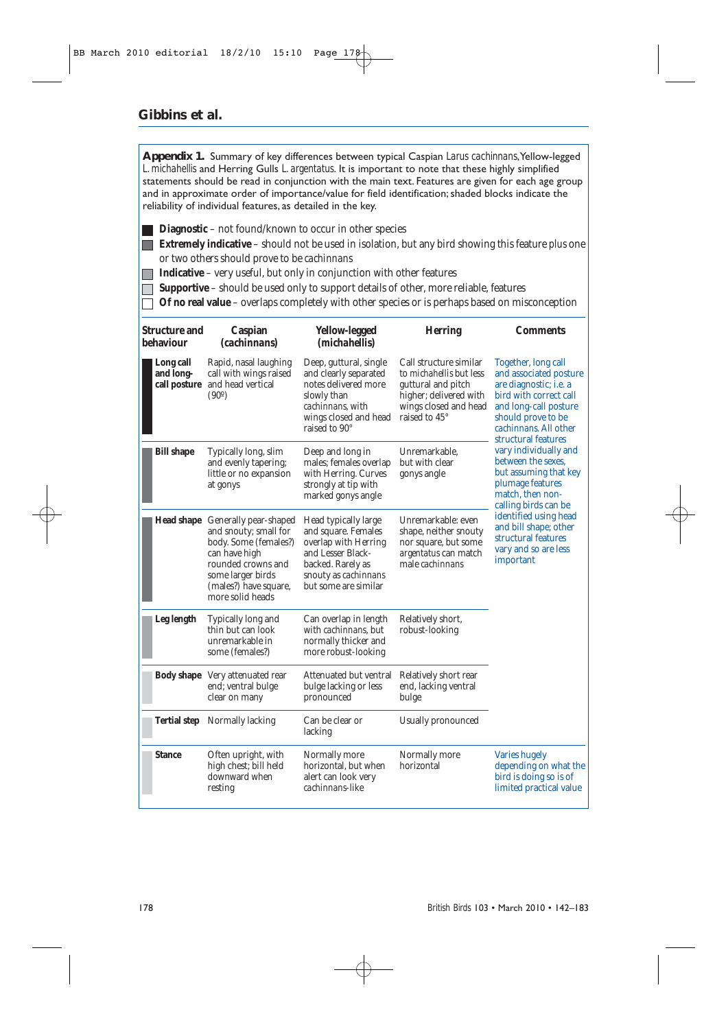**Appendix 1.** Summary of key differences between typical Caspian *Larus cachinnans*, Yellow-legged *L. michahellis* and Herring Gulls *L. argentatus*. It is important to note that these highly simplified statements should be read in conjunction with the main text. Features are given for each age group and in approximate order of importance/value for field identification; shaded blocks indicate the reliability of individual features, as detailed in the key.

- **Diagnostic** – not found/known to occur in other species
- **Extremely indicative** – should not be used in isolation, but any bird showing this feature plus one or two others should prove to be *cachinnans*
- **Indicative** – very useful, but only in conjunction with other features
- **Supportive** – should be used only to support details of other, more reliable, features
- **Of no real value** – overlaps completely with other species or is perhaps based on misconception

| Structure and behaviour | Caspian (*cachinnans*) | Yellow-legged (*michahellis*) | Herring | Comments |
|---|---|---|---|---|
| **Long call and long-call posture** (Diagnostic) | Rapid, nasal laughing call with wings raised and head vertical (90º) | Deep, guttural, single and clearly separated notes delivered more slowly than *cachinnans*, with wings closed and head raised to 90° | Call structure similar to *michahellis* but less guttural and pitch higher; delivered with wings closed and head raised to 45° | Together, long call and associated posture are diagnostic; i.e. a bird with correct call and long-call posture should prove to be *cachinnans*. All other structural features vary individually and between the sexes, but assuming that key plumage features match, then non-calling birds can be identified using head and bill shape; other structural features vary and so are less important |
| **Bill shape** (Extremely indicative) | Typically long, slim and evenly tapering; little or no expansion at gonys | Deep and long in males; females overlap with Herring. Curves strongly at tip with marked gonys angle | Unremarkable, but with clear gonys angle | |
| **Head shape** (Extremely indicative) | Generally pear-shaped and snouty; small for body. Some (females?) can have high rounded crowns and some larger birds (males?) have square, more solid heads | Head typically large and square. Females overlap with Herring and Lesser Black-backed. Rarely as snouty as *cachinnans* but some are similar | Unremarkable: even shape, neither snouty nor square, but some *argentatus* can match male *cachinnans* | |
| **Leg length** (Indicative) | Typically long and thin but can look unremarkable in some (females?) | Can overlap in length with *cachinnans*, but normally thicker and more robust-looking | Relatively short, robust-looking | |
| **Body shape** (Supportive) | Very attenuated rear end; ventral bulge clear on many | Attenuated but ventral bulge lacking or less pronounced | Relatively short rear end, lacking ventral bulge | |
| **Tertial step** (Supportive) | Normally lacking | Can be clear or lacking | Usually pronounced | |
| **Stance** (Supportive) | Often upright, with high chest; bill held downward when resting | Normally more horizontal, but when alert can look very *cachinnans*-like | Normally more horizontal | Varies hugely depending on what the bird is doing so is of limited practical value |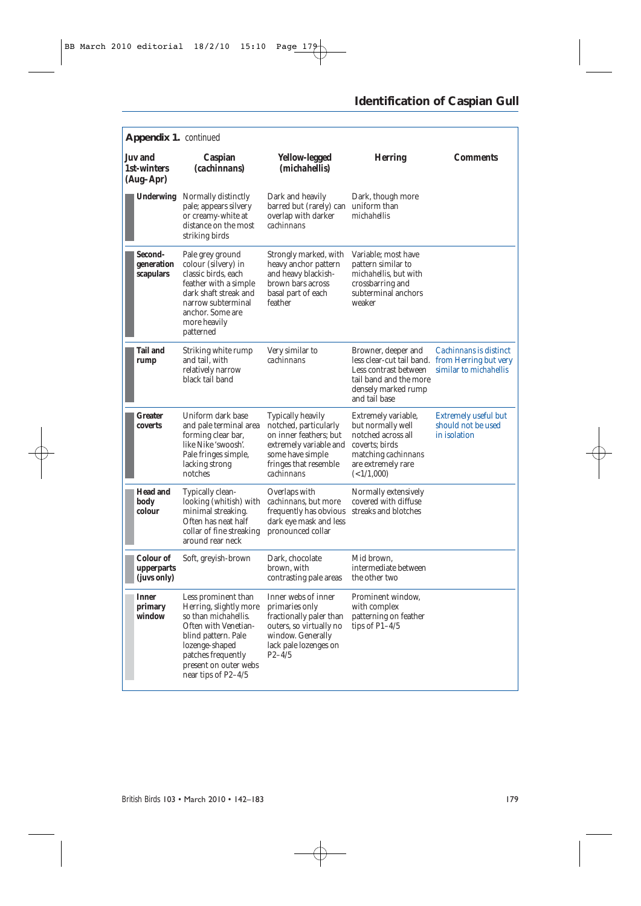**Appendix 1.** continued

| Juv and 1st-winters (Aug–Apr) | Caspian (*cachinnans*) | Yellow-legged (*michahellis*) | Herring | Comments |
|---|---|---|---|---|
| **Underwing** | Normally distinctly pale; appears silvery or creamy-white at distance on the most striking birds | Dark and heavily barred but (rarely) can overlap with darker *cachinnans* | Dark, though more uniform than *michahellis* | |
| **Second-generation scapulars** | Pale grey ground colour (silvery) in classic birds, each feather with a simple dark shaft streak and narrow subterminal anchor. Some are more heavily patterned | Strongly marked, with heavy anchor pattern and heavy blackish-brown bars across basal part of each feather | Variable; most have pattern similar to *michahellis*, but with crossbarring and subterminal anchors weaker | |
| **Tail and rump** | Striking white rump and tail, with relatively narrow black tail band | Very similar to *cachinnans* | Browner, deeper and less clear-cut tail band. Less contrast between tail band and the more densely marked rump and tail base | *Cachinnans* is distinct from Herring but very similar to *michahellis* |
| **Greater coverts** | Uniform dark base and pale terminal area forming clear bar, like Nike 'swoosh'. Pale fringes simple, lacking strong notches | Typically heavily notched, particularly on inner feathers; but extremely variable and some have simple fringes that resemble *cachinnans* | Extremely variable, but normally well notched across all coverts; birds matching *cachinnans* are extremely rare (<1/1,000) | Extremely useful but should not be used in isolation |
| **Head and body colour** | Typically clean-looking (whitish) with minimal streaking. Often has neat half collar of fine streaking around rear neck | Overlaps with *cachinnans*, but more frequently has obvious dark eye mask and less pronounced collar | Normally extensively covered with diffuse streaks and blotches | |
| **Colour of upperparts (juvs only)** | Soft, greyish-brown | Dark, chocolate brown, with contrasting pale areas | Mid brown, intermediate between the other two | |
| **Inner primary window** | Less prominent than Herring, slightly more so than *michahellis*. Often with Venetian-blind pattern. Pale lozenge-shaped patches frequently present on outer webs near tips of P2–4/5 | Inner webs of inner primaries only fractionally paler than outers, so virtually no window. Generally lack pale lozenges on P2–4/5 | Prominent window, with complex patterning on feather tips of P1–4/5 | |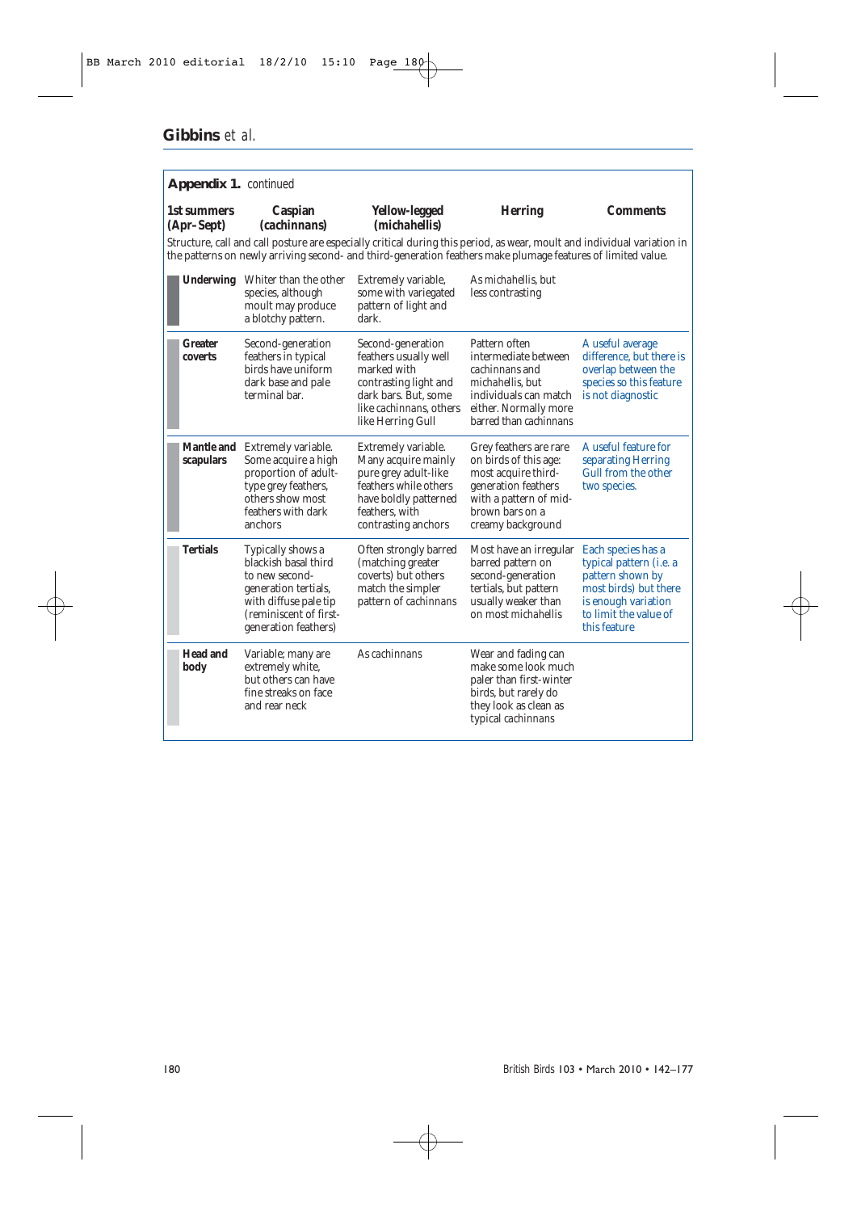**Appendix 1.** continued

| 1st summers (Apr–Sept) | Caspian (*cachinnans*) | Yellow-legged (*michahellis*) | Herring | Comments |
|---|---|---|---|---|
| Structure, call and call posture are especially critical during this period, as wear, moult and individual variation in the patterns on newly arriving second- and third-generation feathers make plumage features of limited value. | | | | |
| **Underwing** | Whiter than the other species, although moult may produce a blotchy pattern. | Extremely variable, some with variegated pattern of light and dark. | As *michahellis*, but less contrasting | |
| **Greater coverts** | Second-generation feathers in typical birds have uniform dark base and pale terminal bar. | Second-generation feathers usually well marked with contrasting light and dark bars. But, some like *cachinnans*, others like Herring Gull | Pattern often intermediate between *cachinnans* and *michahellis*, but individuals can match either. Normally more barred than *cachinnans* | A useful average difference, but there is overlap between the species so this feature is not diagnostic |
| **Mantle and scapulars** | Extremely variable. Some acquire a high proportion of adult-type grey feathers, others show most feathers with dark anchors | Extremely variable. Many acquire mainly pure grey adult-like feathers while others have boldly patterned feathers, with contrasting anchors | Grey feathers are rare on birds of this age: most acquire third-generation feathers with a pattern of mid-brown bars on a creamy background | A useful feature for separating Herring Gull from the other two species. |
| **Tertials** | Typically shows a blackish basal third to new second-generation tertials, with diffuse pale tip (reminiscent of first-generation feathers) | Often strongly barred (matching greater coverts) but others match the simpler pattern of *cachinnans* | Most have an irregular barred pattern on second-generation tertials, but pattern usually weaker than on most *michahellis* | Each species has a typical pattern (i.e. a pattern shown by most birds) but there is enough variation to limit the value of this feature |
| **Head and body** | Variable; many are extremely white, but others can have fine streaks on face and rear neck | As *cachinnans* | Wear and fading can make some look much paler than first-winter birds, but rarely do they look as clean as typical *cachinnans* | |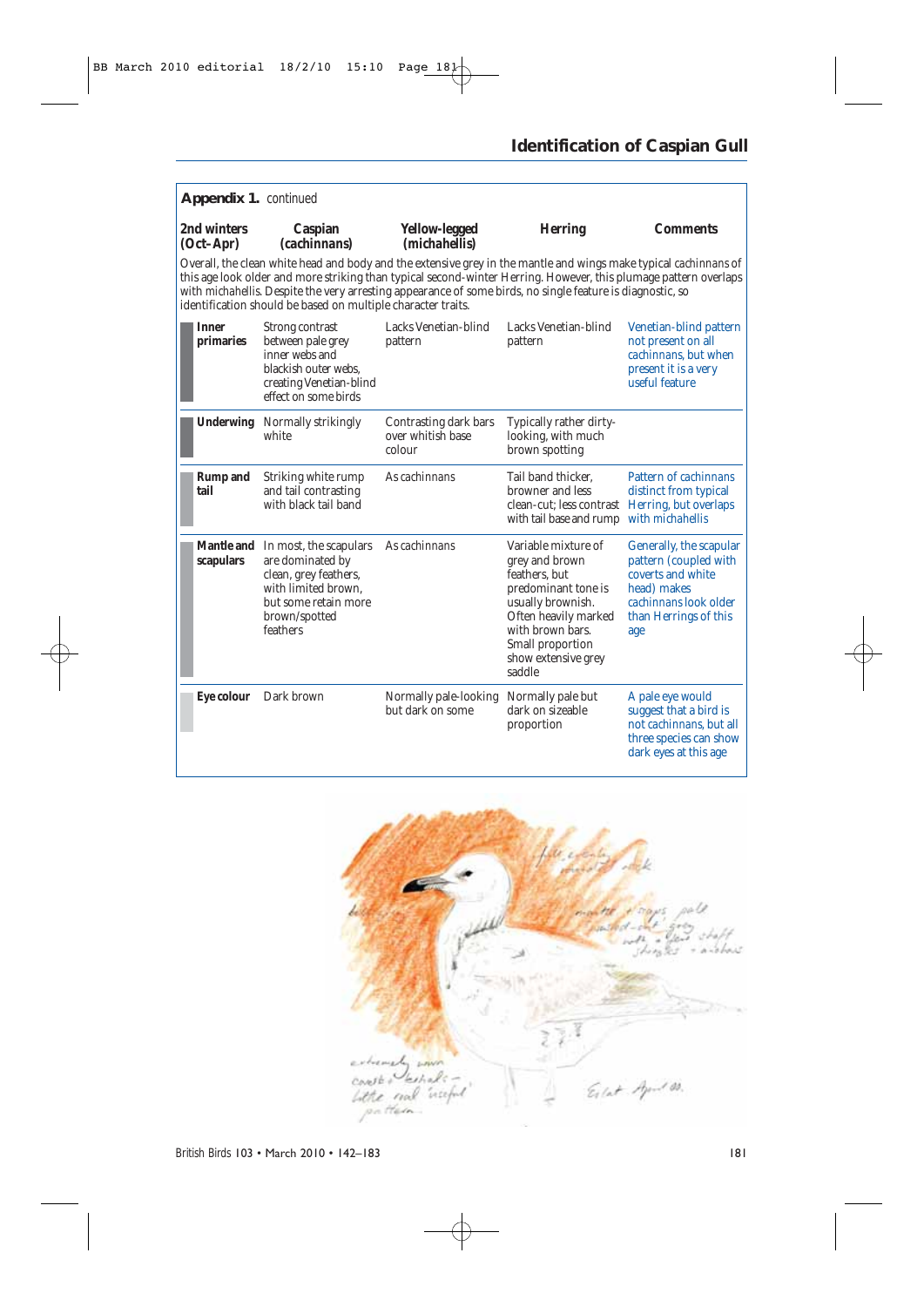**Appendix 1.** continued

| 2nd winters (Oct–Apr) | Caspian (*cachinnans*) | Yellow-legged (*michahellis*) | Herring | Comments |
|---|---|---|---|---|
| Overall, the clean white head and body and the extensive grey in the mantle and wings make typical *cachinnans* of this age look older and more striking than typical second-winter Herring. However, this plumage pattern overlaps with *michahellis*. Despite the very arresting appearance of some birds, no single feature is diagnostic, so identification should be based on multiple character traits. | | | | |
| **Inner primaries** | Strong contrast between pale grey inner webs and blackish outer webs, creating Venetian-blind effect on some birds | Lacks Venetian-blind pattern | Lacks Venetian-blind pattern | Venetian-blind pattern not present on all *cachinnans*, but when present it is a very useful feature |
| **Underwing** | Normally strikingly white | Contrasting dark bars over whitish base colour | Typically rather dirty-looking, with much brown spotting | |
| **Rump and tail** | Striking white rump and tail contrasting with black tail band | As *cachinnans* | Tail band thicker, browner and less clean-cut; less contrast with tail base and rump | Pattern of *cachinnans* distinct from typical Herring, but overlaps with *michahellis* |
| **Mantle and scapulars** | In most, the scapulars are dominated by clean, grey feathers, with limited brown, but some retain more brown/spotted feathers | As *cachinnans* | Variable mixture of grey and brown feathers, but predominant tone is usually brownish. Often heavily marked with brown bars. Small proportion show extensive grey saddle | Generally, the scapular pattern (coupled with coverts and white head) makes *cachinnans* look older than Herrings of this age |
| **Eye colour** | Dark brown | Normally pale-looking but dark on some | Normally pale but dark on sizeable proportion | A pale eye would suggest that a bird is not *cachinnans*, but all three species can show dark eyes at this age |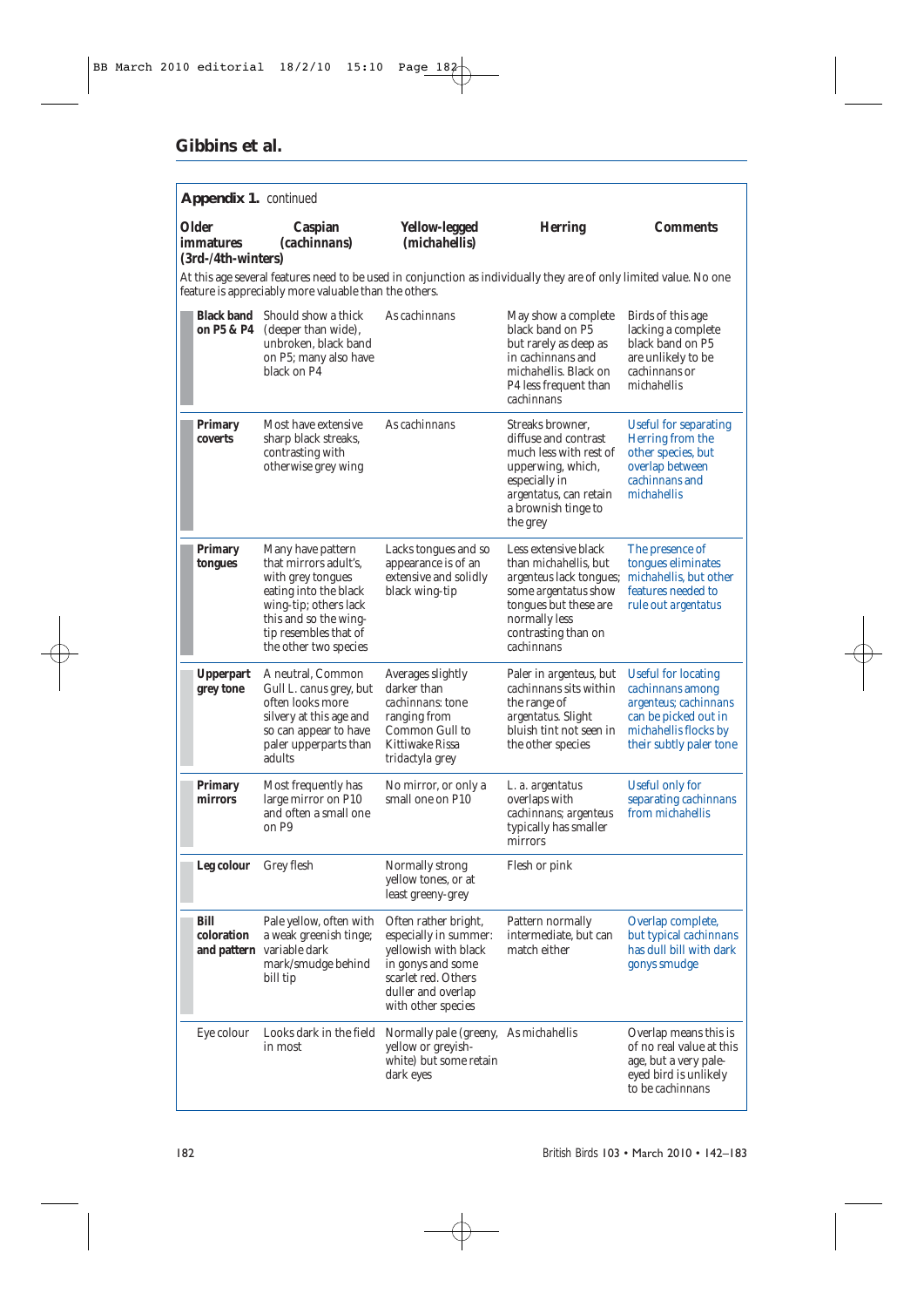**Appendix 1.** continued

| Older immatures (3rd-/4th-winters) | Caspian (*cachinnans*) | Yellow-legged (*michahellis*) | Herring | Comments |
|---|---|---|---|---|
| At this age several features need to be used in conjunction as individually they are of only limited value. No one feature is appreciably more valuable than the others. | | | | |
| **Black band on P5 & P4** | Should show a thick (deeper than wide), unbroken, black band on P5; many also have black on P4 | As *cachinnans* | May show a complete black band on P5 but rarely as deep as in *cachinnans* and *michahellis*. Black on P4 less frequent than *cachinnans* | Birds of this age lacking a complete black band on P5 are unlikely to be *cachinnans* or *michahellis* |
| **Primary coverts** | Most have extensive sharp black streaks, contrasting with otherwise grey wing | As *cachinnans* | Streaks browner, diffuse and contrast much less with rest of upperwing, which, especially in *argentatus*, can retain a brownish tinge to the grey | Useful for separating Herring from the other species, but overlap between *cachinnans* and *michahellis* |
| **Primary tongues** | Many have pattern that mirrors adult's, with grey tongues eating into the black wing-tip; others lack this and so the wing-tip resembles that of the other two species | Lacks tongues and so appearance is of an extensive and solidly black wing-tip | Less extensive black than *michahellis*, but *argenteus* lack tongues; some *argentatus* show tongues but these are normally less contrasting than on *cachinnans* | The presence of tongues eliminates *michahellis*, but other features needed to rule out *argentatus* |
| **Upperpart grey tone** | A neutral, Common Gull *L. canus* grey, but often looks more silvery at this age and so can appear to have paler upperparts than adults | Averages slightly darker than *cachinnans*: tone ranging from Common Gull to Kittiwake *Rissa tridactyla* grey | Paler in *argenteus*, but *cachinnans* sits within the range of *argentatus*. Slight bluish tint not seen in the other species | Useful for locating *cachinnans* among *argenteus*; *cachinnans* can be picked out in *michahellis* flocks by their subtly paler tone |
| **Primary mirrors** | Most frequently has large mirror on P10 and often a small one on P9 | No mirror, or only a small one on P10 | *L. a. argentatus* overlaps with *cachinnans*; *argenteus* typically has smaller mirrors | Useful only for separating *cachinnans* from *michahellis* |
| **Leg colour** | Grey flesh | Normally strong yellow tones, or at least greeny-grey | Flesh or pink | |
| **Bill coloration and pattern** | Pale yellow, often with a weak greenish tinge; variable dark mark/smudge behind bill tip | Often rather bright, especially in summer: yellowish with black in gonys and some scarlet red. Others duller and overlap with other species | Pattern normally intermediate, but can match either | Overlap complete, but typical *cachinnans* has dull bill with dark gonys smudge |
| Eye colour | Looks dark in the field in most | Normally pale (greeny, yellow or greyish-white) but some retain dark eyes | As *michahellis* | Overlap means this is of no real value at this age, but a very pale-eyed bird is unlikely to be *cachinnans* |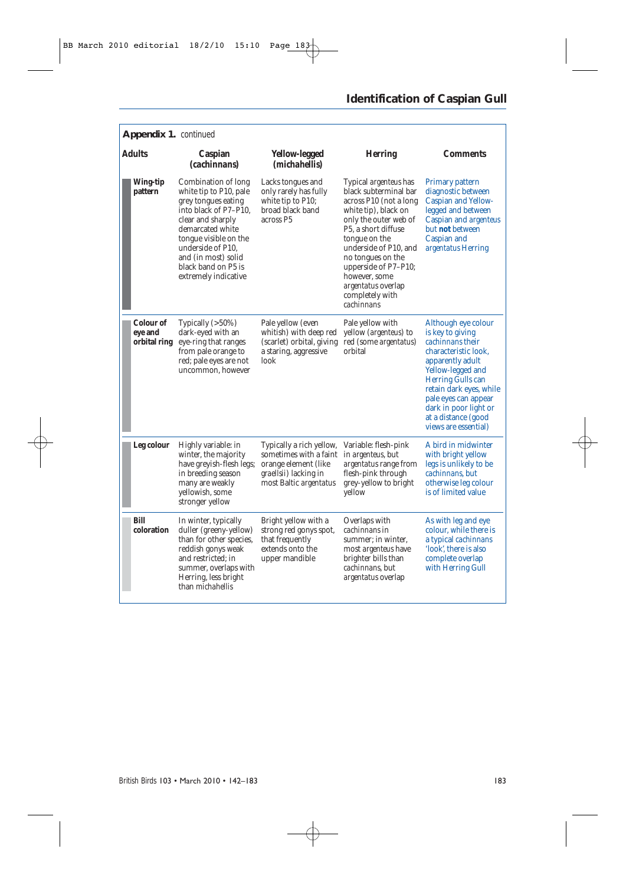**Appendix 1.** continued

| Adults | Caspian (*cachinnans*) | Yellow-legged (*michahellis*) | Herring | Comments |
|---|---|---|---|---|
| **Wing-tip pattern** | Combination of long white tip to P10, pale grey tongues eating into black of P7–P10, clear and sharply demarcated white tongue visible on the underside of P10, and (in most) solid black band on P5 is extremely indicative | Lacks tongues and only rarely has fully white tip to P10; broad black band across P5 | Typical *argenteus* has black subterminal bar across P10 (not a long white tip), black on only the outer web of P5, a short diffuse tongue on the underside of P10, and no tongues on the upperside of P7–P10; however, some *argentatus* overlap completely with *cachinnans* | Primary pattern diagnostic between Caspian and Yellow-legged and between Caspian and *argenteus* but **not** between Caspian and *argentatus* Herring |
| **Colour of eye and orbital ring** | Typically (>50%) dark-eyed with an eye-ring that ranges from pale orange to red; pale eyes are not uncommon, however | Pale yellow (even whitish) with deep red (scarlet) orbital, giving a staring, aggressive look | Pale yellow with yellow (*argenteus*) to red (some *argentatus*) orbital | Although eye colour is key to giving *cachinnans* their characteristic look, apparently adult Yellow-legged and Herring Gulls can retain dark eyes, while pale eyes can appear dark in poor light or at a distance (good views are essential) |
| **Leg colour** | Highly variable: in winter, the majority have greyish-flesh legs; in breeding season many are weakly yellowish, some stronger yellow | Typically a rich yellow, sometimes with a faint orange element (like *graellsii*) lacking in most Baltic *argentatus* | Variable: flesh-pink in *argenteus*, but *argentatus* range from flesh-pink through grey-yellow to bright yellow | A bird in midwinter with bright yellow legs is unlikely to be *cachinnans*, but otherwise leg colour is of limited value |
| **Bill coloration** | In winter, typically duller (greeny-yellow) than for other species, reddish gonys weak and restricted; in summer, overlaps with Herring, less bright than *michahellis* | Bright yellow with a strong red gonys spot, that frequently extends onto the upper mandible | Overlaps with *cachinnans* in summer; in winter, most *argenteus* have brighter bills than *cachinnans*, but *argentatus* overlap | As with leg and eye colour, while there is a typical *cachinnans* 'look', there is also complete overlap with Herring Gull |